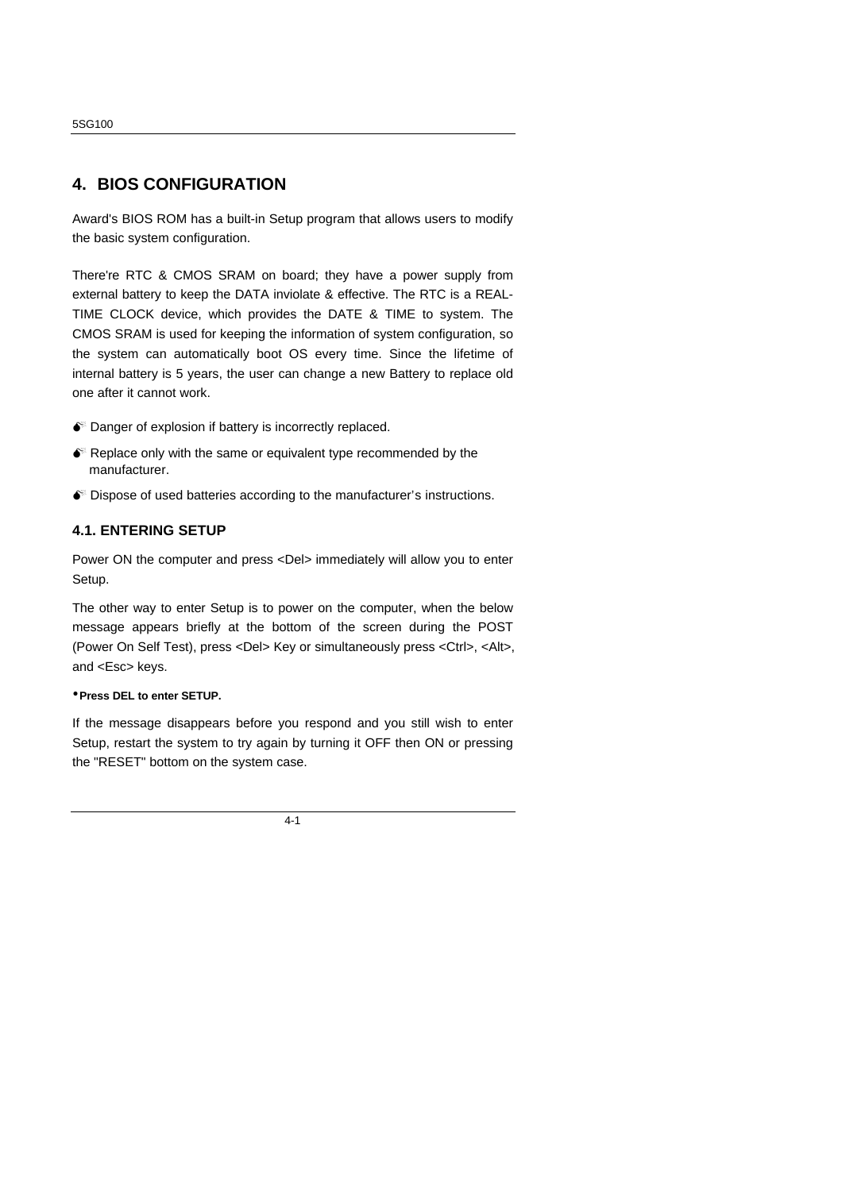# 4. BIOS CONFIGURATION

Award's BIOS ROM has a built-in Setup program that allows users to modify the basic system configuration.

There're RTC & CMOS SRAM on board; they have a power supply from external battery to keep the DATA inviolate & effective. The RTC is a REAL-TIME CLOCK device, which provides the DATE & TIME to system. The CMOS SRAM is used for keeping the information of system configuration, so the system can automatically boot OS every time. Since the lifetime of internal battery is 5 years, the user can change a new Battery to replace old one after it cannot work.

- Danger of explosion if battery is incorrectly replaced.
- Replace only with the same or equivalent type recommended by the manufacturer.
- Dispose of used batteries according to the manufacturer's instructions.

## 4.1. ENTERING SETUP

Power ON the computer and press <Del> immediately will allow you to enter Setup.

The other way to enter Setup is to power on the computer, when the below message appears briefly at the bottom of the screen during the POST (Power On Self Test), press <Del> Key or simultaneously press <Ctrl>, <Alt>, and <Esc> keys.

- **Press DEL to enter SETUP.**

If the message disappears before you respond and you still wish to enter Setup, restart the system to try again by turning it OFF then ON or pressing the "RESET" bottom on the system case.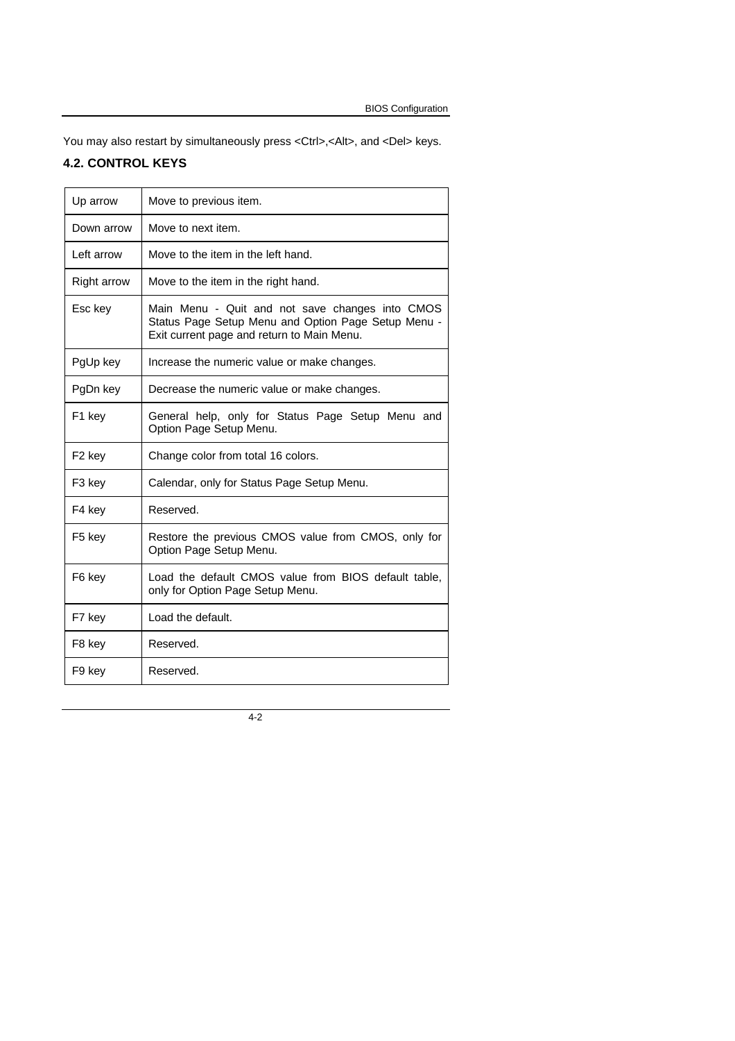You may also restart by simultaneously press <Ctrl>,<Alt>, and <Del> keys.

## 4.2. CONTROL KEYS

| Key | Function |
|---|---|
| Up arrow | Move to previous item. |
| Down arrow | Move to next item. |
| Left arrow | Move to the item in the left hand. |
| Right arrow | Move to the item in the right hand. |
| Esc key | Main Menu - Quit and not save changes into CMOS Status Page Setup Menu and Option Page Setup Menu - Exit current page and return to Main Menu. |
| PgUp key | Increase the numeric value or make changes. |
| PgDn key | Decrease the numeric value or make changes. |
| F1 key | General help, only for Status Page Setup Menu and Option Page Setup Menu. |
| F2 key | Change color from total 16 colors. |
| F3 key | Calendar, only for Status Page Setup Menu. |
| F4 key | Reserved. |
| F5 key | Restore the previous CMOS value from CMOS, only for Option Page Setup Menu. |
| F6 key | Load the default CMOS value from BIOS default table, only for Option Page Setup Menu. |
| F7 key | Load the default. |
| F8 key | Reserved. |
| F9 key | Reserved. |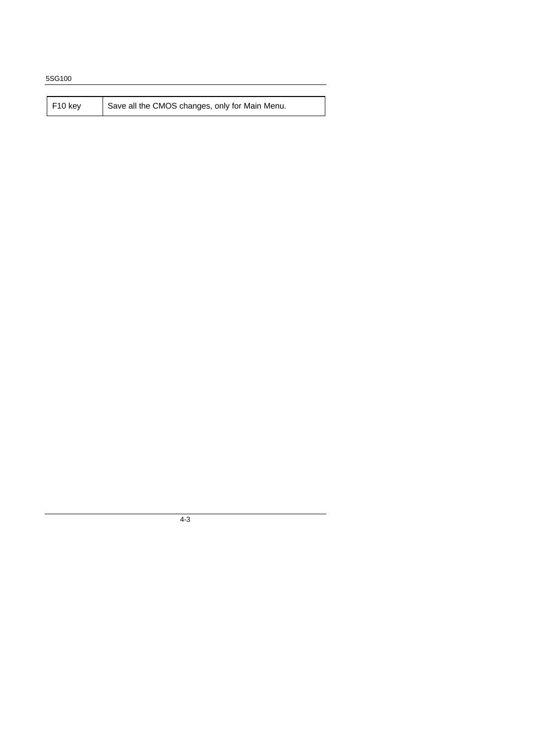| F10 key | Save all the CMOS changes, only for Main Menu. |
| --- | --- |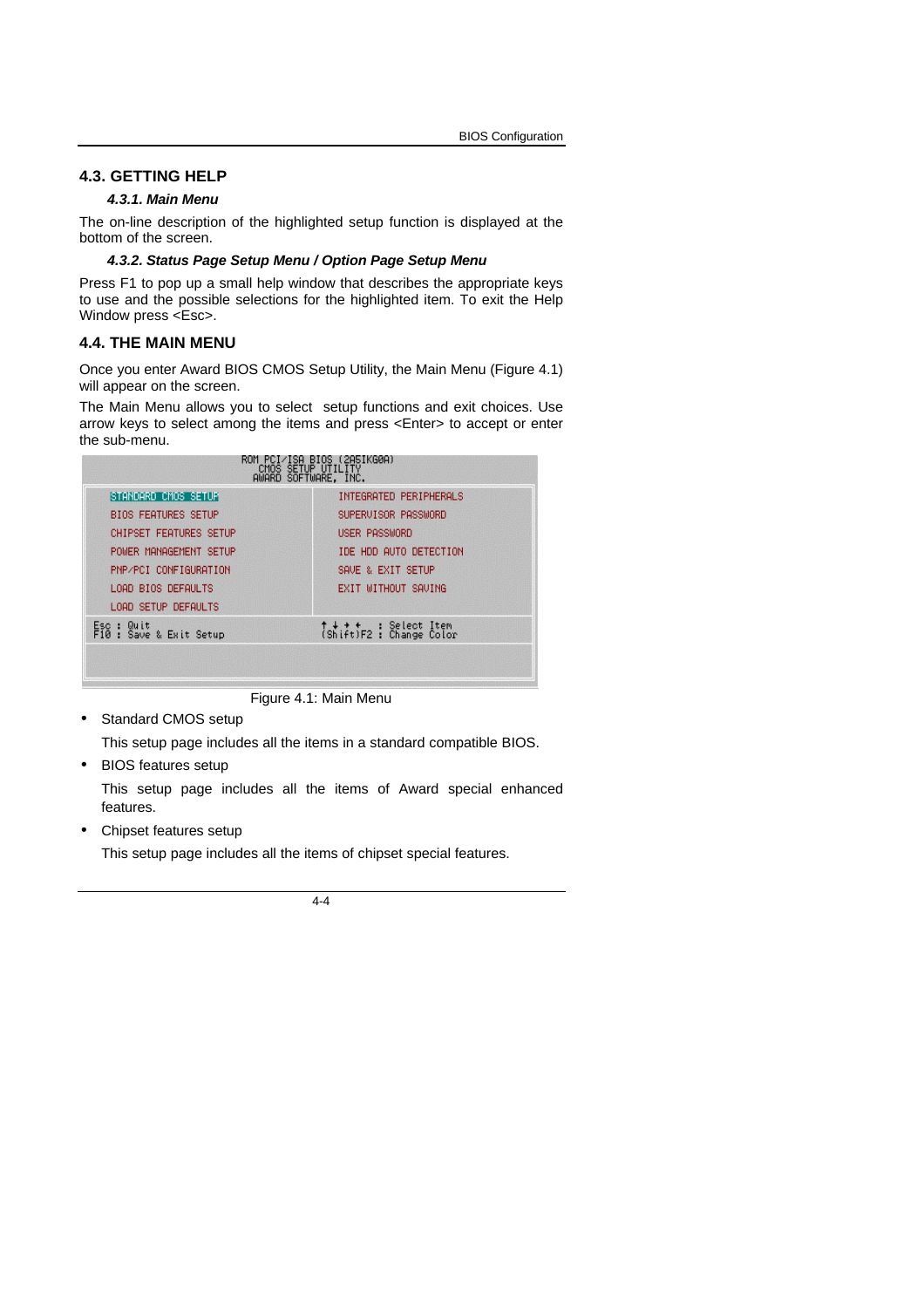## 4.3. GETTING HELP

### *4.3.1. Main Menu*

The on-line description of the highlighted setup function is displayed at the bottom of the screen.

### *4.3.2. Status Page Setup Menu / Option Page Setup Menu*

Press F1 to pop up a small help window that describes the appropriate keys to use and the possible selections for the highlighted item. To exit the Help Window press <Esc>.

## 4.4. THE MAIN MENU

Once you enter Award BIOS CMOS Setup Utility, the Main Menu (Figure 4.1) will appear on the screen.

The Main Menu allows you to select setup functions and exit choices. Use arrow keys to select among the items and press <Enter> to accept or enter the sub-menu.

```
                    ROM PCI/ISA BIOS (2A5IKG0A)
                        CMOS SETUP UTILITY
                       AWARD SOFTWARE, INC.

  STANDARD CMOS SETUP              INTEGRATED PERIPHERALS
  BIOS FEATURES SETUP              SUPERVISOR PASSWORD
  CHIPSET FEATURES SETUP           USER PASSWORD
  POWER MANAGEMENT SETUP           IDE HDD AUTO DETECTION
  PNP/PCI CONFIGURATION            SAVE & EXIT SETUP
  LOAD BIOS DEFAULTS               EXIT WITHOUT SAVING
  LOAD SETUP DEFAULTS

Esc : Quit                         ↑ ↓ → ←   : Select Item
F10 : Save & Exit Setup            (Shift)F2 : Change Color
```

Figure 4.1: Main Menu

- Standard CMOS setup

  This setup page includes all the items in a standard compatible BIOS.

- BIOS features setup

  This setup page includes all the items of Award special enhanced features.

- Chipset features setup

  This setup page includes all the items of chipset special features.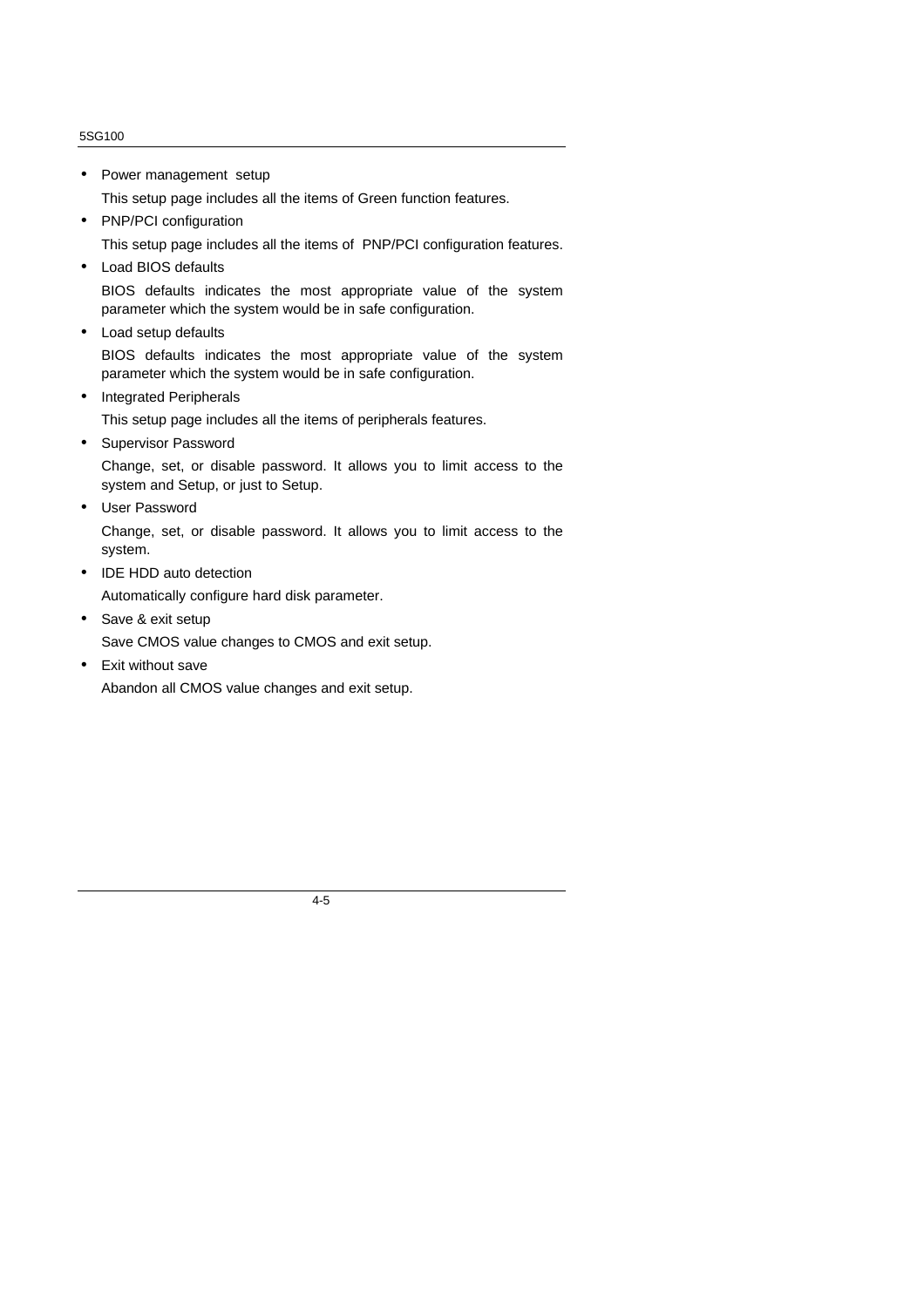- Power management setup

  This setup page includes all the items of Green function features.

- PNP/PCI configuration

  This setup page includes all the items of PNP/PCI configuration features.

- Load BIOS defaults

  BIOS defaults indicates the most appropriate value of the system parameter which the system would be in safe configuration.

- Load setup defaults

  BIOS defaults indicates the most appropriate value of the system parameter which the system would be in safe configuration.

- Integrated Peripherals

  This setup page includes all the items of peripherals features.

- Supervisor Password

  Change, set, or disable password. It allows you to limit access to the system and Setup, or just to Setup.

- User Password

  Change, set, or disable password. It allows you to limit access to the system.

- IDE HDD auto detection

  Automatically configure hard disk parameter.

- Save & exit setup

  Save CMOS value changes to CMOS and exit setup.

- Exit without save

  Abandon all CMOS value changes and exit setup.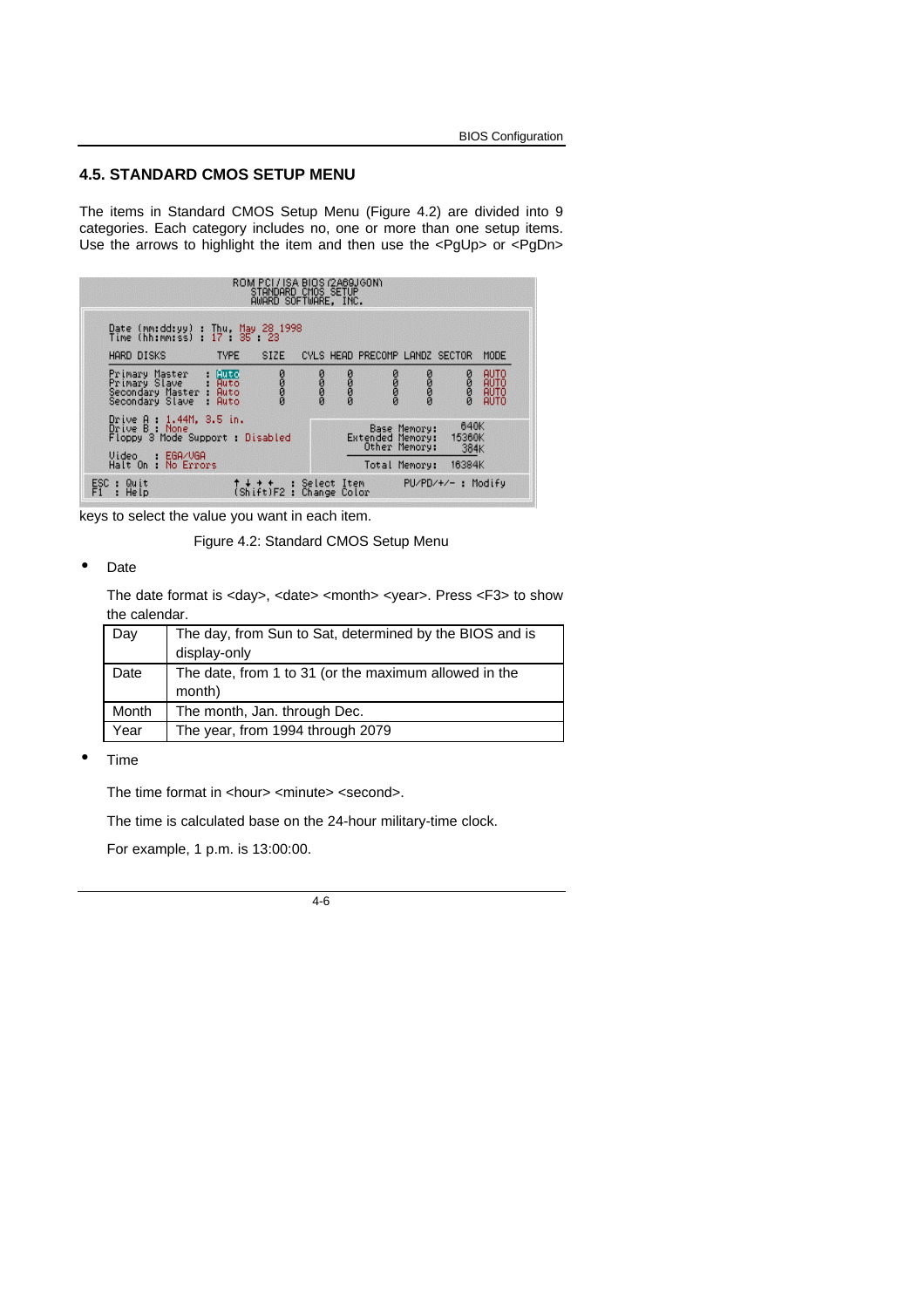## 4.5. STANDARD CMOS SETUP MENU

The items in Standard CMOS Setup Menu (Figure 4.2) are divided into 9 categories. Each category includes no, one or more than one setup items. Use the arrows to highlight the item and then use the <PgUp> or <PgDn> keys to select the value you want in each item.

```
                    ROM PCI / ISA BIOS (2A69JG0N)
                        STANDARD CMOS SETUP
                        AWARD SOFTWARE, INC.

 Date (mm:dd:yy) : Thu, May 28 1998
 Time (hh:mm:ss) : 17 : 35 : 23

 HARD DISKS          TYPE    SIZE   CYLS HEAD PRECOMP LANDZ SECTOR  MODE

 Primary Master    : Auto     0      0    0      0      0      0    AUTO
 Primary Slave     : Auto     0      0    0      0      0      0    AUTO
 Secondary Master  : Auto     0      0    0      0      0      0    AUTO
 Secondary Slave   : Auto     0      0    0      0      0      0    AUTO

 Drive A : 1.44M, 3.5 in.
 Drive B : None                                 Base Memory:     640K
 Floppy 3 Mode Support : Disabled           Extended Memory:   15360K
                                               Other Memory:     384K
 Video   : EGA/VGA
 Halt On : No Errors                           Total Memory:   16384K

 ESC : Quit            ↑ ↓ → ←   : Select Item       PU/PD/+/- : Modify
 F1  : Help          (Shift)F2   : Change Color
```

Figure 4.2: Standard CMOS Setup Menu

- Date

  The date format is <day>, <date> <month> <year>. Press <F3> to show the calendar.

| Day | The day, from Sun to Sat, determined by the BIOS and is display-only |
|---|---|
| Date | The date, from 1 to 31 (or the maximum allowed in the month) |
| Month | The month, Jan. through Dec. |
| Year | The year, from 1994 through 2079 |

- Time

  The time format in <hour> <minute> <second>.

  The time is calculated base on the 24-hour military-time clock.

  For example, 1 p.m. is 13:00:00.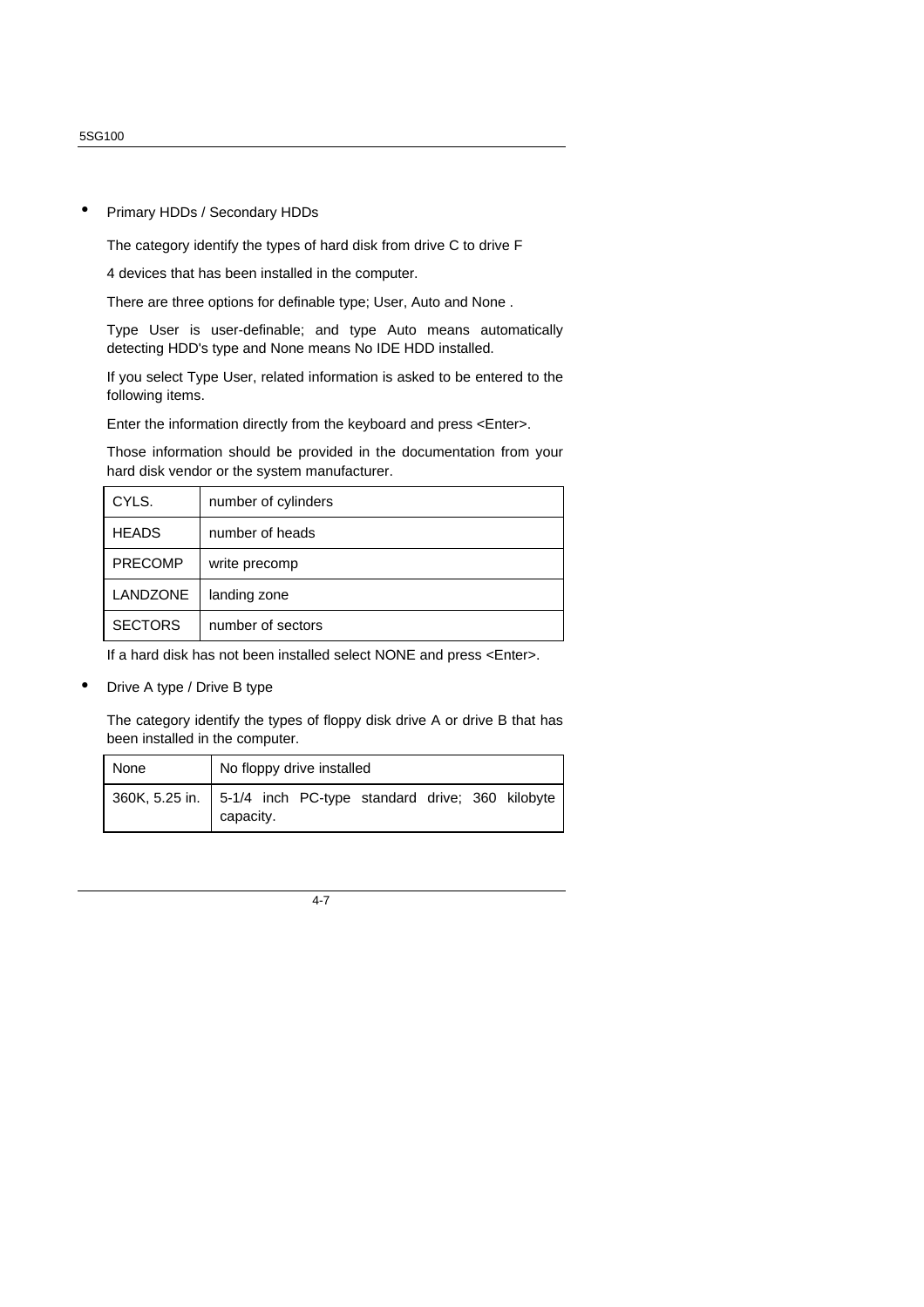- Primary HDDs / Secondary HDDs

  The category identify the types of hard disk from drive C to drive F

  4 devices that has been installed in the computer.

  There are three options for definable type; User, Auto and None .

  Type User is user-definable; and type Auto means automatically detecting HDD's type and None means No IDE HDD installed.

  If you select Type User, related information is asked to be entered to the following items.

  Enter the information directly from the keyboard and press <Enter>.

  Those information should be provided in the documentation from your hard disk vendor or the system manufacturer.

| CYLS. | number of cylinders |
|---|---|
| HEADS | number of heads |
| PRECOMP | write precomp |
| LANDZONE | landing zone |
| SECTORS | number of sectors |

  If a hard disk has not been installed select NONE and press <Enter>.

- Drive A type / Drive B type

  The category identify the types of floppy disk drive A or drive B that has been installed in the computer.

| None | No floppy drive installed |
|---|---|
| 360K, 5.25 in. | 5-1/4 inch PC-type standard drive; 360 kilobyte capacity. |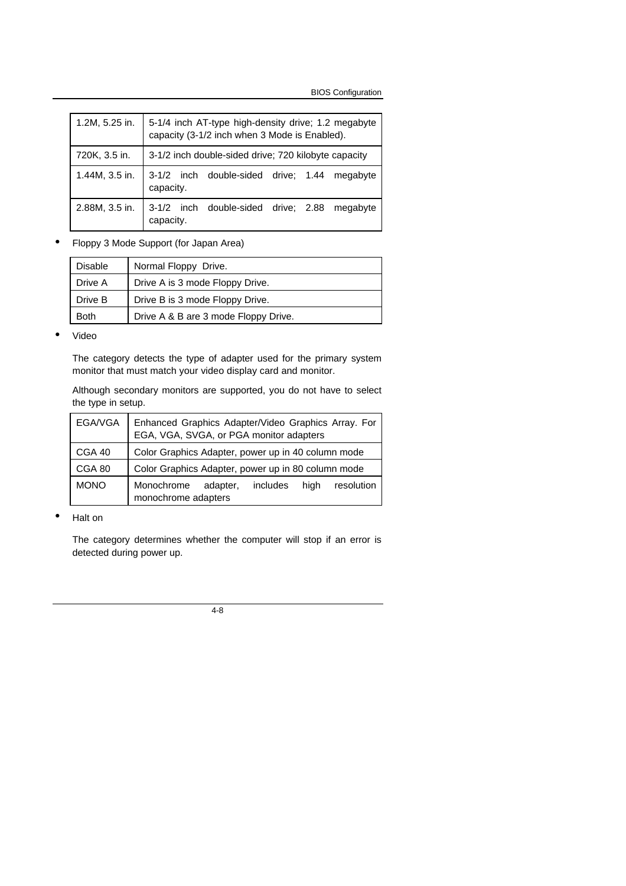| | |
|---|---|
| 1.2M, 5.25 in. | 5-1/4 inch AT-type high-density drive; 1.2 megabyte capacity (3-1/2 inch when 3 Mode is Enabled). |
| 720K, 3.5 in. | 3-1/2 inch double-sided drive; 720 kilobyte capacity |
| 1.44M, 3.5 in. | 3-1/2 inch double-sided drive; 1.44 megabyte capacity. |
| 2.88M, 3.5 in. | 3-1/2 inch double-sided drive; 2.88 megabyte capacity. |

- Floppy 3 Mode Support (for Japan Area)

| | |
|---|---|
| Disable | Normal Floppy Drive. |
| Drive A | Drive A is 3 mode Floppy Drive. |
| Drive B | Drive B is 3 mode Floppy Drive. |
| Both | Drive A & B are 3 mode Floppy Drive. |

- Video

  The category detects the type of adapter used for the primary system monitor that must match your video display card and monitor.

  Although secondary monitors are supported, you do not have to select the type in setup.

| | |
|---|---|
| EGA/VGA | Enhanced Graphics Adapter/Video Graphics Array. For EGA, VGA, SVGA, or PGA monitor adapters |
| CGA 40 | Color Graphics Adapter, power up in 40 column mode |
| CGA 80 | Color Graphics Adapter, power up in 80 column mode |
| MONO | Monochrome adapter, includes high resolution monochrome adapters |

- Halt on

  The category determines whether the computer will stop if an error is detected during power up.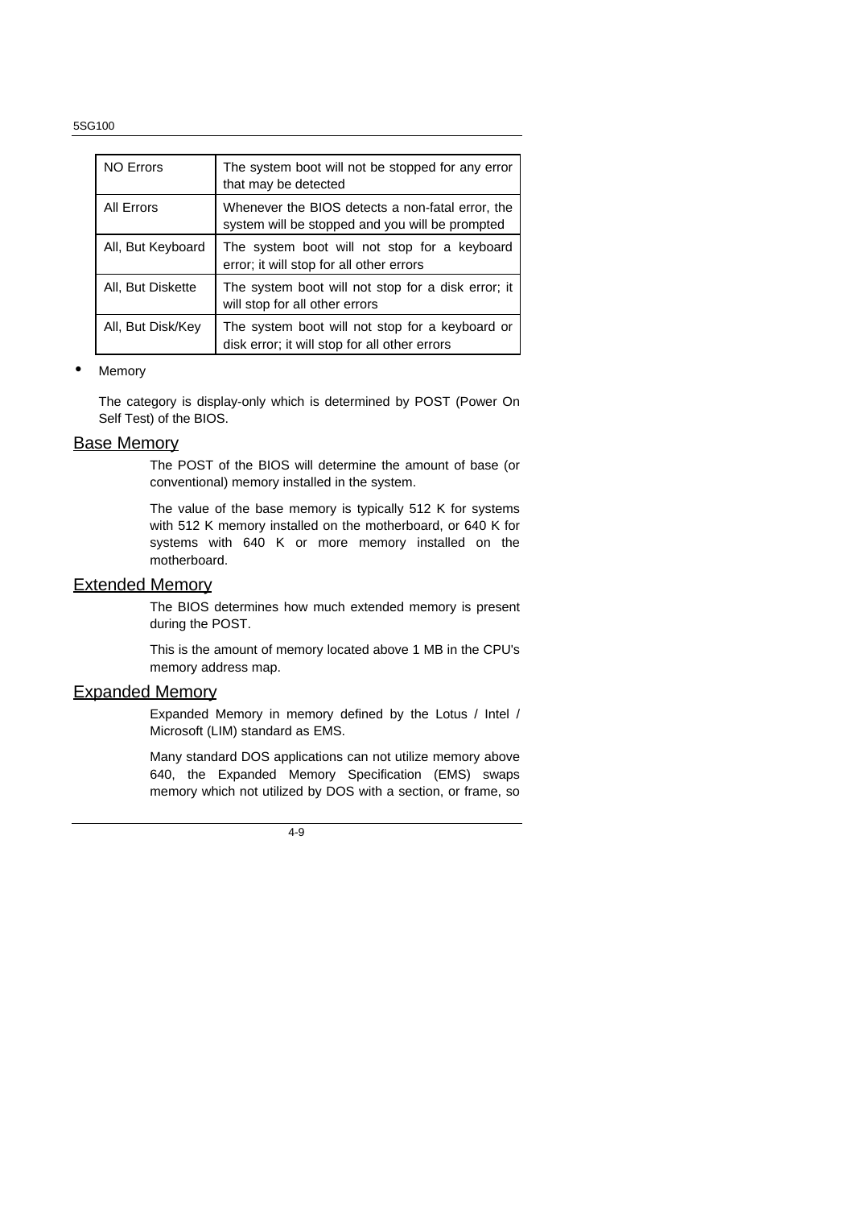| NO Errors | The system boot will not be stopped for any error that may be detected |
|---|---|
| All Errors | Whenever the BIOS detects a non-fatal error, the system will be stopped and you will be prompted |
| All, But Keyboard | The system boot will not stop for a keyboard error; it will stop for all other errors |
| All, But Diskette | The system boot will not stop for a disk error; it will stop for all other errors |
| All, But Disk/Key | The system boot will not stop for a keyboard or disk error; it will stop for all other errors |

- Memory

The category is display-only which is determined by POST (Power On Self Test) of the BIOS.

## Base Memory

The POST of the BIOS will determine the amount of base (or conventional) memory installed in the system.

The value of the base memory is typically 512 K for systems with 512 K memory installed on the motherboard, or 640 K for systems with 640 K or more memory installed on the motherboard.

## Extended Memory

The BIOS determines how much extended memory is present during the POST.

This is the amount of memory located above 1 MB in the CPU's memory address map.

## Expanded Memory

Expanded Memory in memory defined by the Lotus / Intel / Microsoft (LIM) standard as EMS.

Many standard DOS applications can not utilize memory above 640, the Expanded Memory Specification (EMS) swaps memory which not utilized by DOS with a section, or frame, so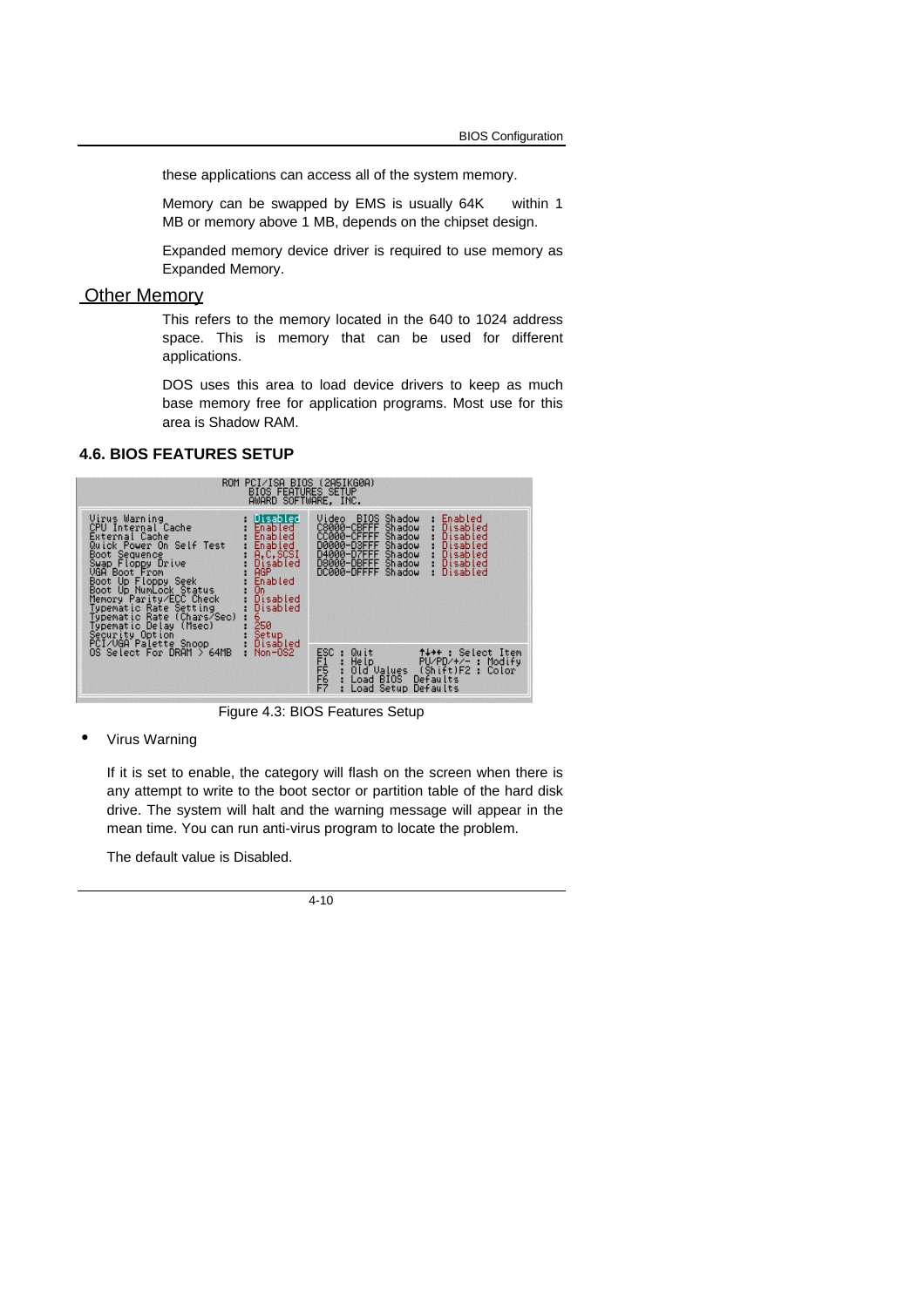these applications can access all of the system memory.

Memory can be swapped by EMS is usually 64K within 1 MB or memory above 1 MB, depends on the chipset design.

Expanded memory device driver is required to use memory as Expanded Memory.

## Other Memory

This refers to the memory located in the 640 to 1024 address space. This is memory that can be used for different applications.

DOS uses this area to load device drivers to keep as much base memory free for application programs. Most use for this area is Shadow RAM.

## 4.6. BIOS FEATURES SETUP

```
                    ROM PCI/ISA BIOS (2A5IKG0A)
                       BIOS FEATURES SETUP
                       AWARD SOFTWARE, INC.

Virus Warning              : Disabled    Video  BIOS Shadow  : Enabled
CPU Internal Cache         : Enabled     C8000-CBFFF Shadow  : Disabled
External Cache             : Enabled     CC000-CFFFF Shadow  : Disabled
Quick Power On Self Test   : Enabled     D0000-D3FFF Shadow  : Disabled
Boot Sequence              : A,C,SCSI    D4000-D7FFF Shadow  : Disabled
Swap Floppy Drive          : Disabled    D8000-DBFFF Shadow  : Disabled
VGA Boot From              : AGP         DC000-DFFFF Shadow  : Disabled
Boot Up Floppy Seek        : Enabled
Boot Up NumLock Status     : On
Memory Parity/ECC Check    : Disabled
Typematic Rate Setting     : Disabled
Typematic Rate (Chars/Sec) : 6
Typematic Delay (Msec)     : 250
Security Option            : Setup
PCI/VGA Palette Snoop      : Disabled
OS Select For DRAM > 64MB  : Non-OS2     ESC : Quit        ↑↓→← : Select Item
                                         F1  : Help        PU/PD/+/- : Modify
                                         F5  : Old Values  (Shift)F2 : Color
                                         F6  : Load BIOS  Defaults
                                         F7  : Load Setup Defaults
```

Figure 4.3: BIOS Features Setup

- Virus Warning

  If it is set to enable, the category will flash on the screen when there is any attempt to write to the boot sector or partition table of the hard disk drive. The system will halt and the warning message will appear in the mean time. You can run anti-virus program to locate the problem.

  The default value is Disabled.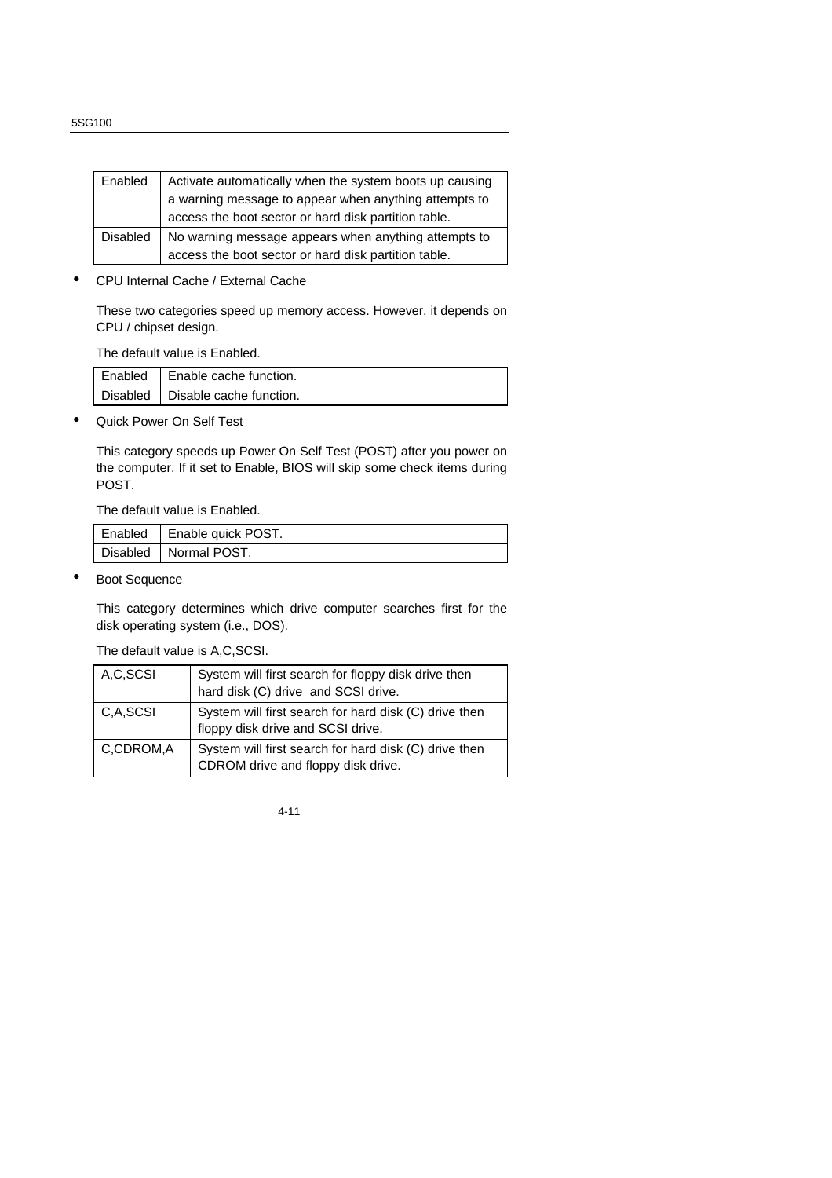| Enabled | Activate automatically when the system boots up causing a warning message to appear when anything attempts to access the boot sector or hard disk partition table. |
|---|---|
| Disabled | No warning message appears when anything attempts to access the boot sector or hard disk partition table. |

- CPU Internal Cache / External Cache

These two categories speed up memory access. However, it depends on CPU / chipset design.

The default value is Enabled.

| Enabled | Enable cache function. |
|---|---|
| Disabled | Disable cache function. |

- Quick Power On Self Test

This category speeds up Power On Self Test (POST) after you power on the computer. If it set to Enable, BIOS will skip some check items during POST.

The default value is Enabled.

| Enabled | Enable quick POST. |
|---|---|
| Disabled | Normal POST. |

- Boot Sequence

This category determines which drive computer searches first for the disk operating system (i.e., DOS).

The default value is A,C,SCSI.

| A,C,SCSI | System will first search for floppy disk drive then hard disk (C) drive and SCSI drive. |
|---|---|
| C,A,SCSI | System will first search for hard disk (C) drive then floppy disk drive and SCSI drive. |
| C,CDROM,A | System will first search for hard disk (C) drive then CDROM drive and floppy disk drive. |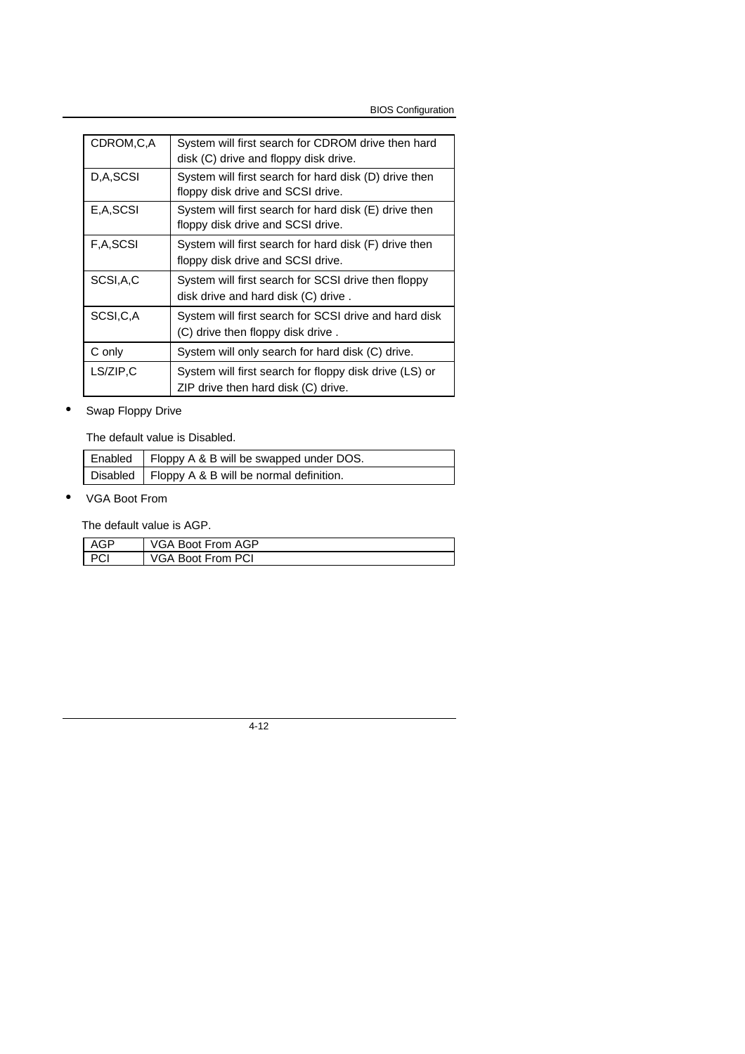| CDROM,C,A | System will first search for CDROM drive then hard disk (C) drive and floppy disk drive. |
|---|---|
| D,A,SCSI | System will first search for hard disk (D) drive then floppy disk drive and SCSI drive. |
| E,A,SCSI | System will first search for hard disk (E) drive then floppy disk drive and SCSI drive. |
| F,A,SCSI | System will first search for hard disk (F) drive then floppy disk drive and SCSI drive. |
| SCSI,A,C | System will first search for SCSI drive then floppy disk drive and hard disk (C) drive . |
| SCSI,C,A | System will first search for SCSI drive and hard disk (C) drive then floppy disk drive . |
| C only | System will only search for hard disk (C) drive. |
| LS/ZIP,C | System will first search for floppy disk drive (LS) or ZIP drive then hard disk (C) drive. |

- Swap Floppy Drive

The default value is Disabled.

| Enabled | Floppy A & B will be swapped under DOS. |
|---|---|
| Disabled | Floppy A & B will be normal definition. |

- VGA Boot From

The default value is AGP.

| AGP | VGA Boot From AGP |
|---|---|
| PCI | VGA Boot From PCI |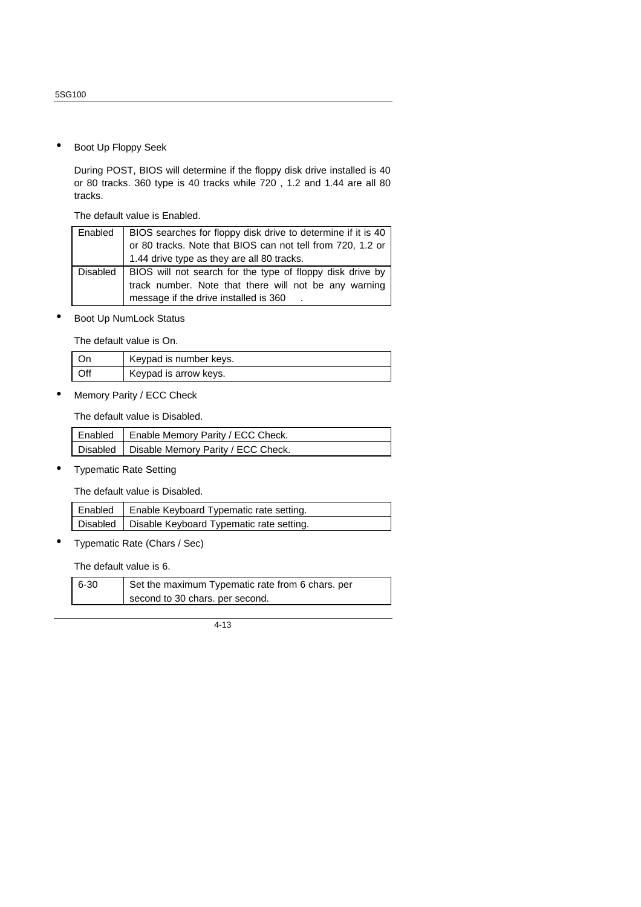- Boot Up Floppy Seek

  During POST, BIOS will determine if the floppy disk drive installed is 40 or 80 tracks. 360 type is 40 tracks while 720 , 1.2 and 1.44 are all 80 tracks.

  The default value is Enabled.

| | |
|---|---|
| Enabled | BIOS searches for floppy disk drive to determine if it is 40 or 80 tracks. Note that BIOS can not tell from 720, 1.2 or 1.44 drive type as they are all 80 tracks. |
| Disabled | BIOS will not search for the type of floppy disk drive by track number. Note that there will not be any warning message if the drive installed is 360 . |

- Boot Up NumLock Status

  The default value is On.

| | |
|---|---|
| On | Keypad is number keys. |
| Off | Keypad is arrow keys. |

- Memory Parity / ECC Check

  The default value is Disabled.

| | |
|---|---|
| Enabled | Enable Memory Parity / ECC Check. |
| Disabled | Disable Memory Parity / ECC Check. |

- Typematic Rate Setting

  The default value is Disabled.

| | |
|---|---|
| Enabled | Enable Keyboard Typematic rate setting. |
| Disabled | Disable Keyboard Typematic rate setting. |

- Typematic Rate (Chars / Sec)

  The default value is 6.

| | |
|---|---|
| 6-30 | Set the maximum Typematic rate from 6 chars. per second to 30 chars. per second. |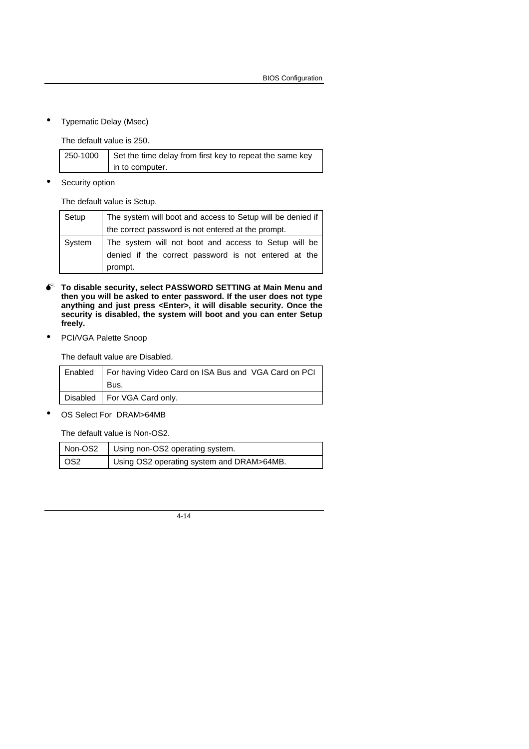- Typematic Delay (Msec)

  The default value is 250.

| 250-1000 | Set the time delay from first key to repeat the same key in to computer. |
|---|---|

- Security option

  The default value is Setup.

| Setup | The system will boot and access to Setup will be denied if the correct password is not entered at the prompt. |
|---|---|
| System | The system will not boot and access to Setup will be denied if the correct password is not entered at the prompt. |

**To disable security, select PASSWORD SETTING at Main Menu and then you will be asked to enter password. If the user does not type anything and just press <Enter>, it will disable security. Once the security is disabled, the system will boot and you can enter Setup freely.**

- PCI/VGA Palette Snoop

  The default value are Disabled.

| Enabled | For having Video Card on ISA Bus and VGA Card on PCI Bus. |
|---|---|
| Disabled | For VGA Card only. |

- OS Select For DRAM>64MB

  The default value is Non-OS2.

| Non-OS2 | Using non-OS2 operating system. |
|---|---|
| OS2 | Using OS2 operating system and DRAM>64MB. |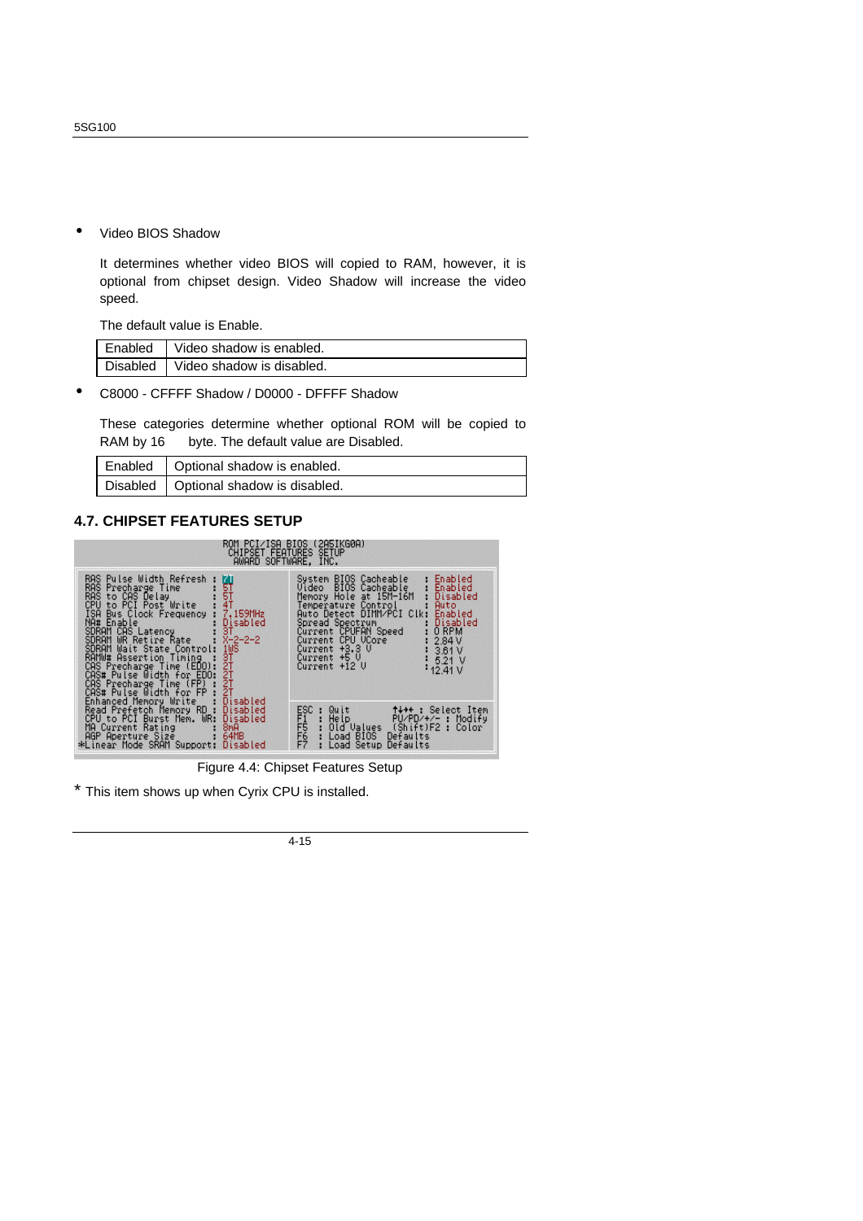- Video BIOS Shadow

  It determines whether video BIOS will copied to RAM, however, it is optional from chipset design. Video Shadow will increase the video speed.

  The default value is Enable.

| Enabled | Video shadow is enabled. |
|---|---|
| Disabled | Video shadow is disabled. |

- C8000 - CFFFF Shadow / D0000 - DFFFF Shadow

  These categories determine whether optional ROM will be copied to RAM by 16 byte. The default value are Disabled.

| Enabled | Optional shadow is enabled. |
|---|---|
| Disabled | Optional shadow is disabled. |

## 4.7. CHIPSET FEATURES SETUP

```
ROM PCI/ISA BIOS (2A5IKG0A)
CHIPSET FEATURES SETUP
AWARD SOFTWARE, INC.

RAS Pulse Width Refresh : 7T          System BIOS Cacheable   : Enabled
RAS Precharge Time      : 5T          Video  BIOS Cacheable   : Enabled
RAS to CAS Delay        : 5T          Memory Hole at 15M-16M  : Disabled
CPU to PCI Post Write   : 4T          Temperature Control     : Auto
ISA Bus Clock Frequency : 7.159MHz    Auto Detect DIMM/PCI Clk: Enabled
NA# Enable              : Disabled    Spread Spectrum         : Disabled
SDRAM CAS Latency       : 3T          Current CPUFAN Speed    : 0 RPM
SDRAM WR Retire Rate    : X-2-2-2     Current CPU VCore       : 2.84 V
SDRAM Wait State Control: 1WS         Current +3.3 V          : 3.61 V
RAMW# Assertion Timing  : 3T          Current +5 V            : 5.21 V
CAS Precharge Time (EDO): 2T          Current +12 V           : 12.41 V
CAS# Pulse Width for EDO: 2T
CAS Precharge Time (FP) : 2T
CAS# Pulse Width for FP : 2T
Enhanced Memory Write   : Disabled
Read Prefetch Memory RD : Disabled    ESC : Quit       ↑↓→← : Select Item
CPU to PCI Burst Mem. WR: Disabled    F1  : Help       PU/PD/+/- : Modify
MA Current Rating       : 8mA         F5  : Old Values  (Shift)F2 : Color
AGP Aperture Size       : 64MB        F6  : Load BIOS  Defaults
*Linear Mode SRAM Support: Disabled   F7  : Load Setup Defaults
```

Figure 4.4: Chipset Features Setup

\* This item shows up when Cyrix CPU is installed.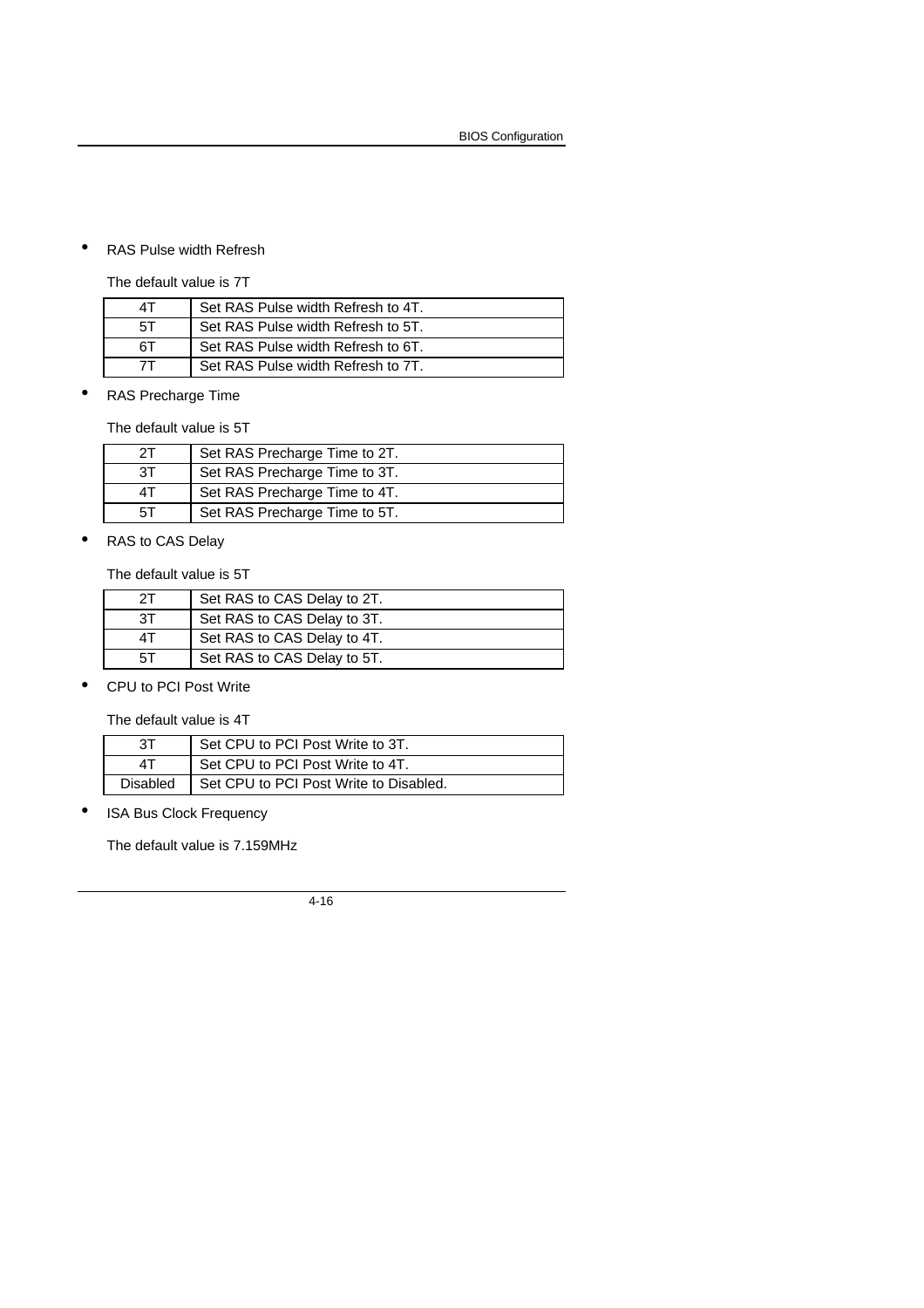- RAS Pulse width Refresh

  The default value is 7T

| 4T | Set RAS Pulse width Refresh to 4T. |
|---|---|
| 5T | Set RAS Pulse width Refresh to 5T. |
| 6T | Set RAS Pulse width Refresh to 6T. |
| 7T | Set RAS Pulse width Refresh to 7T. |

- RAS Precharge Time

  The default value is 5T

| 2T | Set RAS Precharge Time to 2T. |
|---|---|
| 3T | Set RAS Precharge Time to 3T. |
| 4T | Set RAS Precharge Time to 4T. |
| 5T | Set RAS Precharge Time to 5T. |

- RAS to CAS Delay

  The default value is 5T

| 2T | Set RAS to CAS Delay to 2T. |
|---|---|
| 3T | Set RAS to CAS Delay to 3T. |
| 4T | Set RAS to CAS Delay to 4T. |
| 5T | Set RAS to CAS Delay to 5T. |

- CPU to PCI Post Write

  The default value is 4T

| 3T | Set CPU to PCI Post Write to 3T. |
|---|---|
| 4T | Set CPU to PCI Post Write to 4T. |
| Disabled | Set CPU to PCI Post Write to Disabled. |

- ISA Bus Clock Frequency

  The default value is 7.159MHz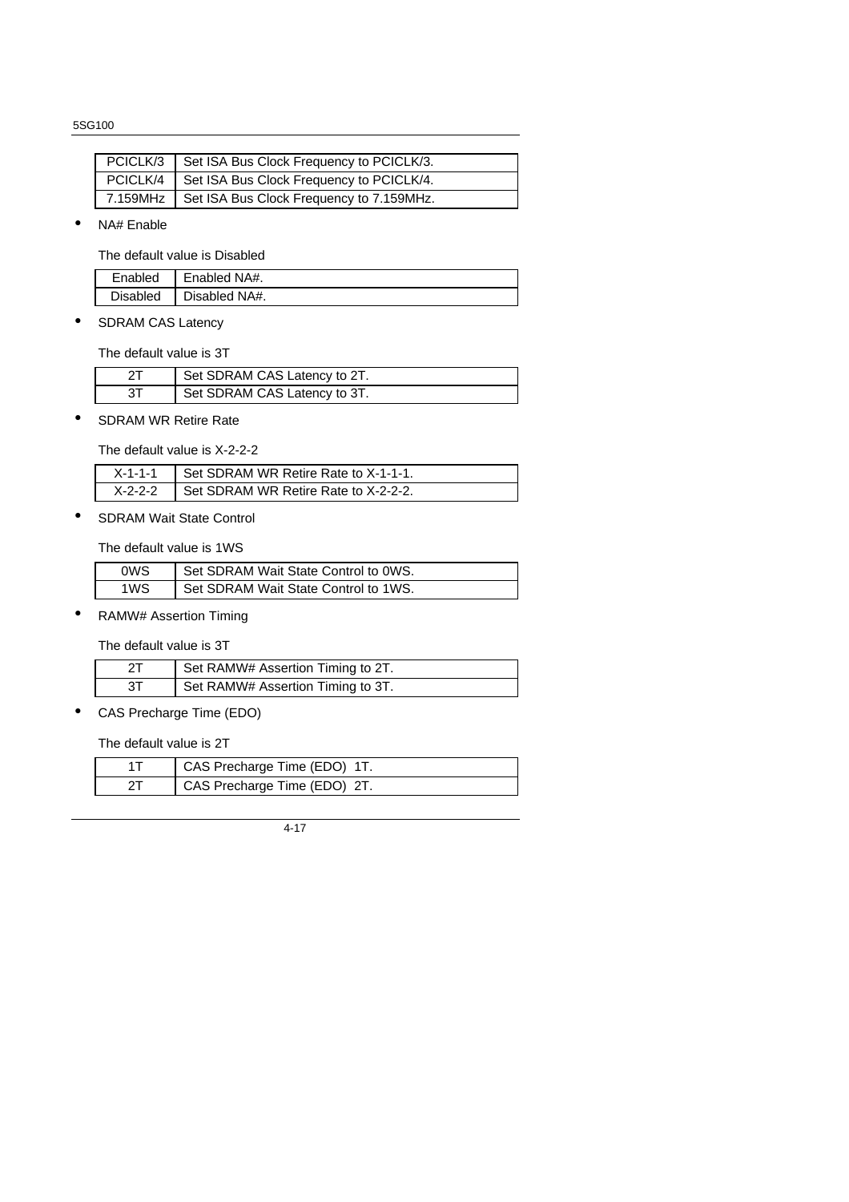| PCICLK/3 | Set ISA Bus Clock Frequency to PCICLK/3. |
|---|---|
| PCICLK/4 | Set ISA Bus Clock Frequency to PCICLK/4. |
| 7.159MHz | Set ISA Bus Clock Frequency to 7.159MHz. |

- NA# Enable

  The default value is Disabled

| Enabled | Enabled NA#. |
|---|---|
| Disabled | Disabled NA#. |

- SDRAM CAS Latency

  The default value is 3T

| 2T | Set SDRAM CAS Latency to 2T. |
|---|---|
| 3T | Set SDRAM CAS Latency to 3T. |

- SDRAM WR Retire Rate

  The default value is X-2-2-2

| X-1-1-1 | Set SDRAM WR Retire Rate to X-1-1-1. |
|---|---|
| X-2-2-2 | Set SDRAM WR Retire Rate to X-2-2-2. |

- SDRAM Wait State Control

  The default value is 1WS

| 0WS | Set SDRAM Wait State Control to 0WS. |
|---|---|
| 1WS | Set SDRAM Wait State Control to 1WS. |

- RAMW# Assertion Timing

  The default value is 3T

| 2T | Set RAMW# Assertion Timing to 2T. |
|---|---|
| 3T | Set RAMW# Assertion Timing to 3T. |

- CAS Precharge Time (EDO)

  The default value is 2T

| 1T | CAS Precharge Time (EDO) 1T. |
|---|---|
| 2T | CAS Precharge Time (EDO) 2T. |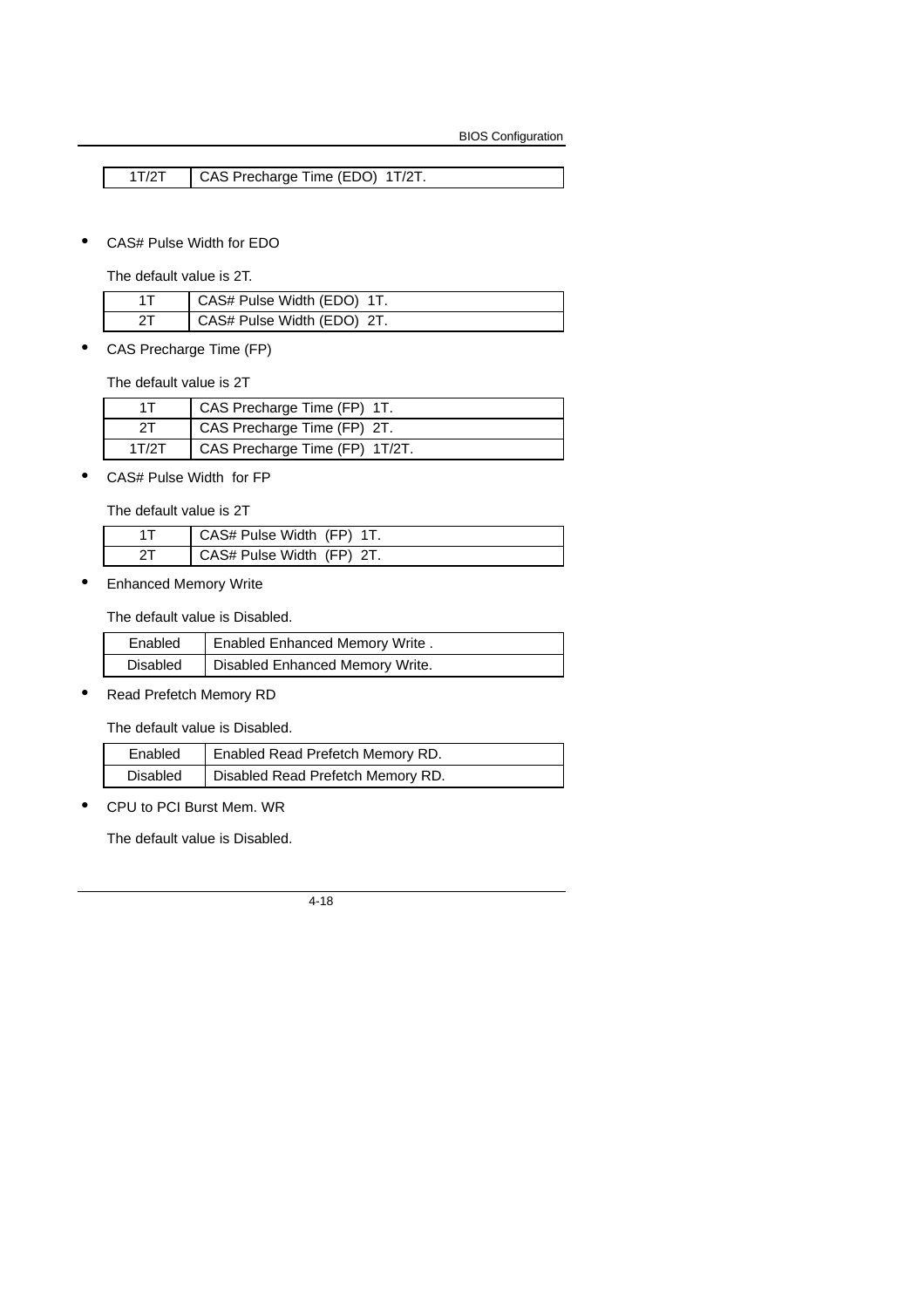| 1T/2T | CAS Precharge Time (EDO) 1T/2T. |
|---|---|

- CAS# Pulse Width for EDO

  The default value is 2T.

| 1T | CAS# Pulse Width (EDO) 1T. |
|---|---|
| 2T | CAS# Pulse Width (EDO) 2T. |

- CAS Precharge Time (FP)

  The default value is 2T

| 1T | CAS Precharge Time (FP) 1T. |
|---|---|
| 2T | CAS Precharge Time (FP) 2T. |
| 1T/2T | CAS Precharge Time (FP) 1T/2T. |

- CAS# Pulse Width for FP

  The default value is 2T

| 1T | CAS# Pulse Width (FP) 1T. |
|---|---|
| 2T | CAS# Pulse Width (FP) 2T. |

- Enhanced Memory Write

  The default value is Disabled.

| Enabled | Enabled Enhanced Memory Write . |
|---|---|
| Disabled | Disabled Enhanced Memory Write. |

- Read Prefetch Memory RD

  The default value is Disabled.

| Enabled | Enabled Read Prefetch Memory RD. |
|---|---|
| Disabled | Disabled Read Prefetch Memory RD. |

- CPU to PCI Burst Mem. WR

  The default value is Disabled.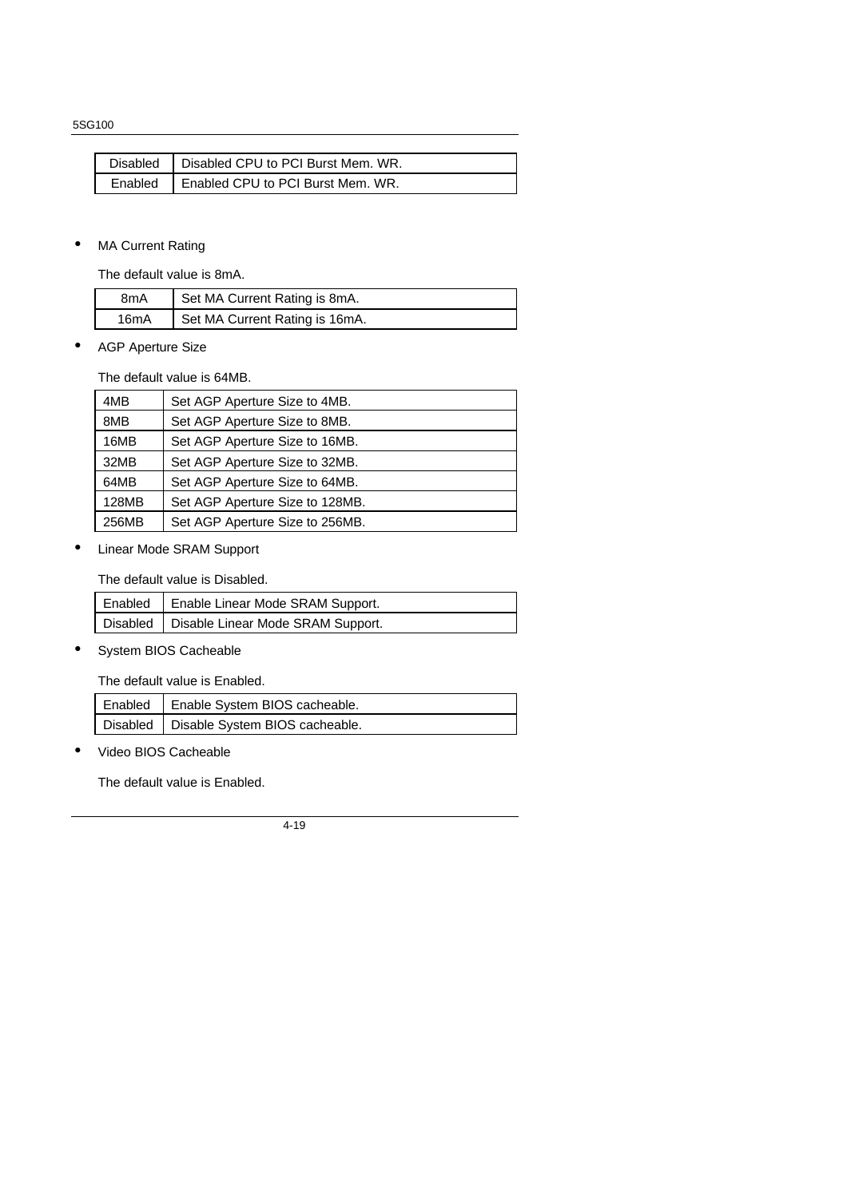| Disabled | Disabled CPU to PCI Burst Mem. WR. |
|---|---|
| Enabled | Enabled CPU to PCI Burst Mem. WR. |

- MA Current Rating

  The default value is 8mA.

| 8mA | Set MA Current Rating is 8mA. |
|---|---|
| 16mA | Set MA Current Rating is 16mA. |

- AGP Aperture Size

  The default value is 64MB.

| 4MB | Set AGP Aperture Size to 4MB. |
|---|---|
| 8MB | Set AGP Aperture Size to 8MB. |
| 16MB | Set AGP Aperture Size to 16MB. |
| 32MB | Set AGP Aperture Size to 32MB. |
| 64MB | Set AGP Aperture Size to 64MB. |
| 128MB | Set AGP Aperture Size to 128MB. |
| 256MB | Set AGP Aperture Size to 256MB. |

- Linear Mode SRAM Support

  The default value is Disabled.

| Enabled | Enable Linear Mode SRAM Support. |
|---|---|
| Disabled | Disable Linear Mode SRAM Support. |

- System BIOS Cacheable

  The default value is Enabled.

| Enabled | Enable System BIOS cacheable. |
|---|---|
| Disabled | Disable System BIOS cacheable. |

- Video BIOS Cacheable

  The default value is Enabled.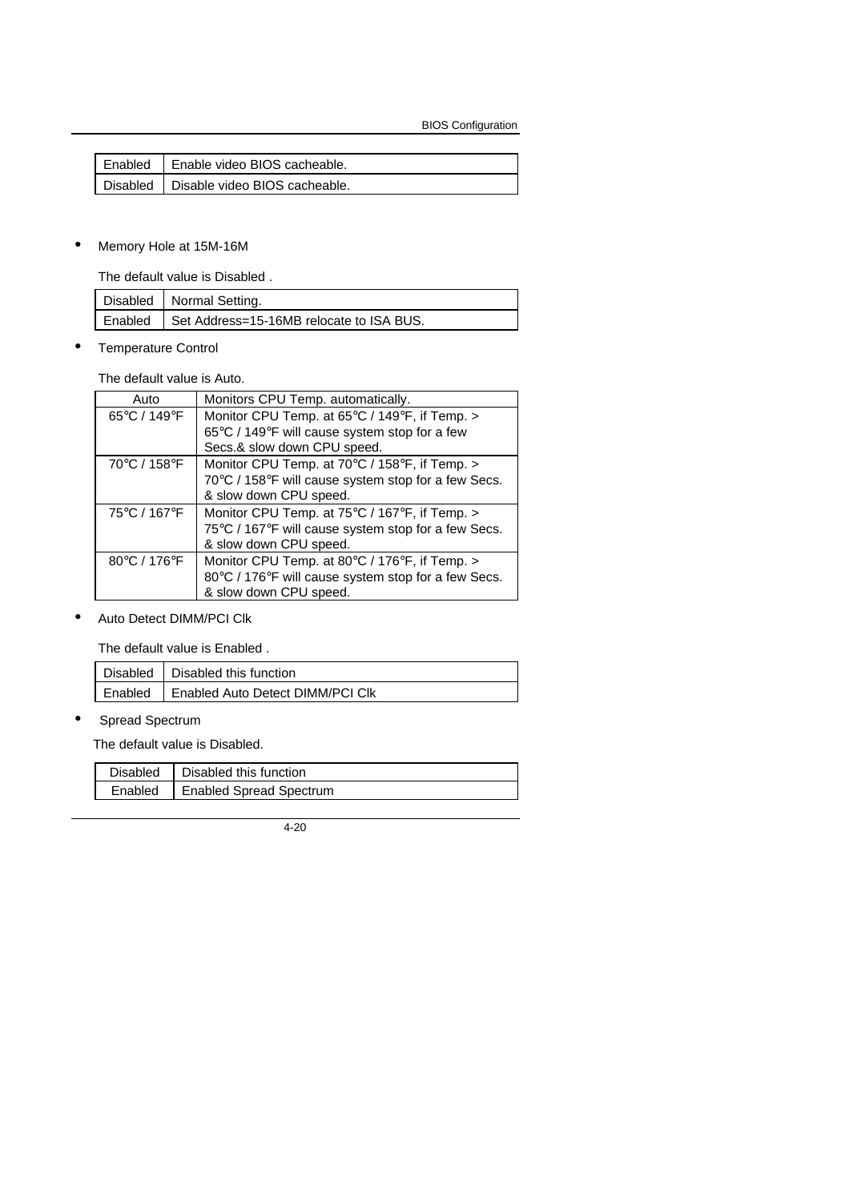| Enabled | Enable video BIOS cacheable. |
| --- | --- |
| Disabled | Disable video BIOS cacheable. |

- Memory Hole at 15M-16M

The default value is Disabled .

| Disabled | Normal Setting. |
| --- | --- |
| Enabled | Set Address=15-16MB relocate to ISA BUS. |

- Temperature Control

The default value is Auto.

| Auto | Monitors CPU Temp. automatically. |
| --- | --- |
| 65°C / 149°F | Monitor CPU Temp. at 65°C / 149°F, if Temp. > 65°C / 149°F will cause system stop for a few Secs.& slow down CPU speed. |
| 70°C / 158°F | Monitor CPU Temp. at 70°C / 158°F, if Temp. > 70°C / 158°F will cause system stop for a few Secs. & slow down CPU speed. |
| 75°C / 167°F | Monitor CPU Temp. at 75°C / 167°F, if Temp. > 75°C / 167°F will cause system stop for a few Secs. & slow down CPU speed. |
| 80°C / 176°F | Monitor CPU Temp. at 80°C / 176°F, if Temp. > 80°C / 176°F will cause system stop for a few Secs. & slow down CPU speed. |

- Auto Detect DIMM/PCI Clk

The default value is Enabled .

| Disabled | Disabled this function |
| --- | --- |
| Enabled | Enabled Auto Detect DIMM/PCI Clk |

- Spread Spectrum

The default value is Disabled.

| Disabled | Disabled this function |
| --- | --- |
| Enabled | Enabled Spread Spectrum |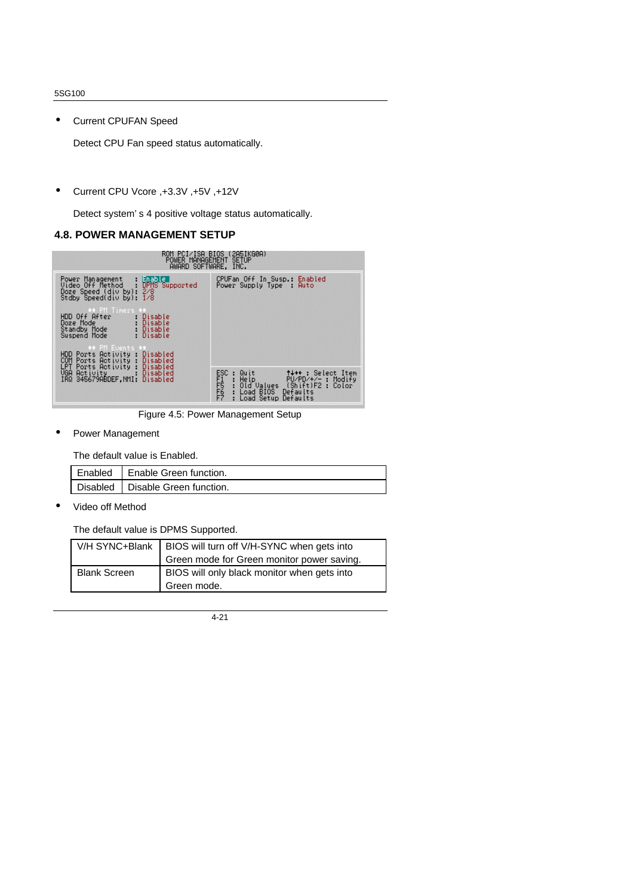- Current CPUFAN Speed

  Detect CPU Fan speed status automatically.

- Current CPU Vcore ,+3.3V ,+5V ,+12V

  Detect system' s 4 positive voltage status automatically.

## 4.8. POWER MANAGEMENT SETUP

```
                    ROM PCI/ISA BIOS (2A5IKG0A)
                     POWER MANAGEMENT SETUP
                      AWARD SOFTWARE, INC.

Power Management    : Enable          CPUFan Off In Susp.: Enabled
Video Off Method    : DPMS Supported  Power Supply Type  : Auto
Doze Speed (div by): 2/8
Stdby Speed(div by): 1/8

      ** PM Timers **
HDD Off After       : Disable
Doze Mode           : Disable
Standby Mode        : Disable
Suspend Mode        : Disable

      ** PM Events **
HDD Ports Activity  : Disabled
COM Ports Activity  : Disabled        ESC : Quit        ↑↓→← : Select Item
LPT Ports Activity  : Disabled        F1  : Help        PU/PD/+/- : Modify
VGA Activity        : Disabled        F5  : Old Values  (Shift)F2 : Color
IRQ 345679ABDEF,NMI: Disabled         F6  : Load BIOS  Defaults
                                      F7  : Load Setup Defaults
```

Figure 4.5: Power Management Setup

- Power Management

  The default value is Enabled.

| Enabled | Enable Green function. |
|---|---|
| Disabled | Disable Green function. |

- Video off Method

  The default value is DPMS Supported.

| V/H SYNC+Blank | BIOS will turn off V/H-SYNC when gets into Green mode for Green monitor power saving. |
|---|---|
| Blank Screen | BIOS will only black monitor when gets into Green mode. |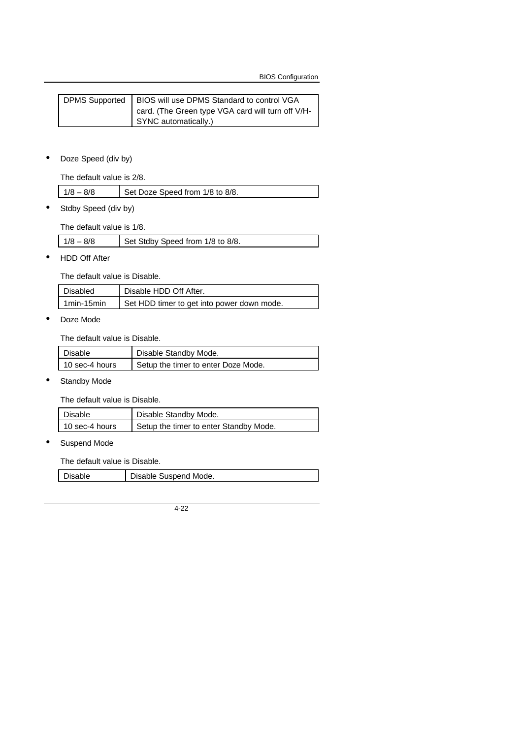| DPMS Supported | BIOS will use DPMS Standard to control VGA card. (The Green type VGA card will turn off V/H-SYNC automatically.) |
|---|---|

- Doze Speed (div by)

The default value is 2/8.

| 1/8 – 8/8 | Set Doze Speed from 1/8 to 8/8. |
|---|---|

- Stdby Speed (div by)

The default value is 1/8.

| 1/8 – 8/8 | Set Stdby Speed from 1/8 to 8/8. |
|---|---|

- HDD Off After

The default value is Disable.

| Disabled | Disable HDD Off After. |
|---|---|
| 1min-15min | Set HDD timer to get into power down mode. |

- Doze Mode

The default value is Disable.

| Disable | Disable Standby Mode. |
|---|---|
| 10 sec-4 hours | Setup the timer to enter Doze Mode. |

- Standby Mode

The default value is Disable.

| Disable | Disable Standby Mode. |
|---|---|
| 10 sec-4 hours | Setup the timer to enter Standby Mode. |

- Suspend Mode

The default value is Disable.

| Disable | Disable Suspend Mode. |
|---|---|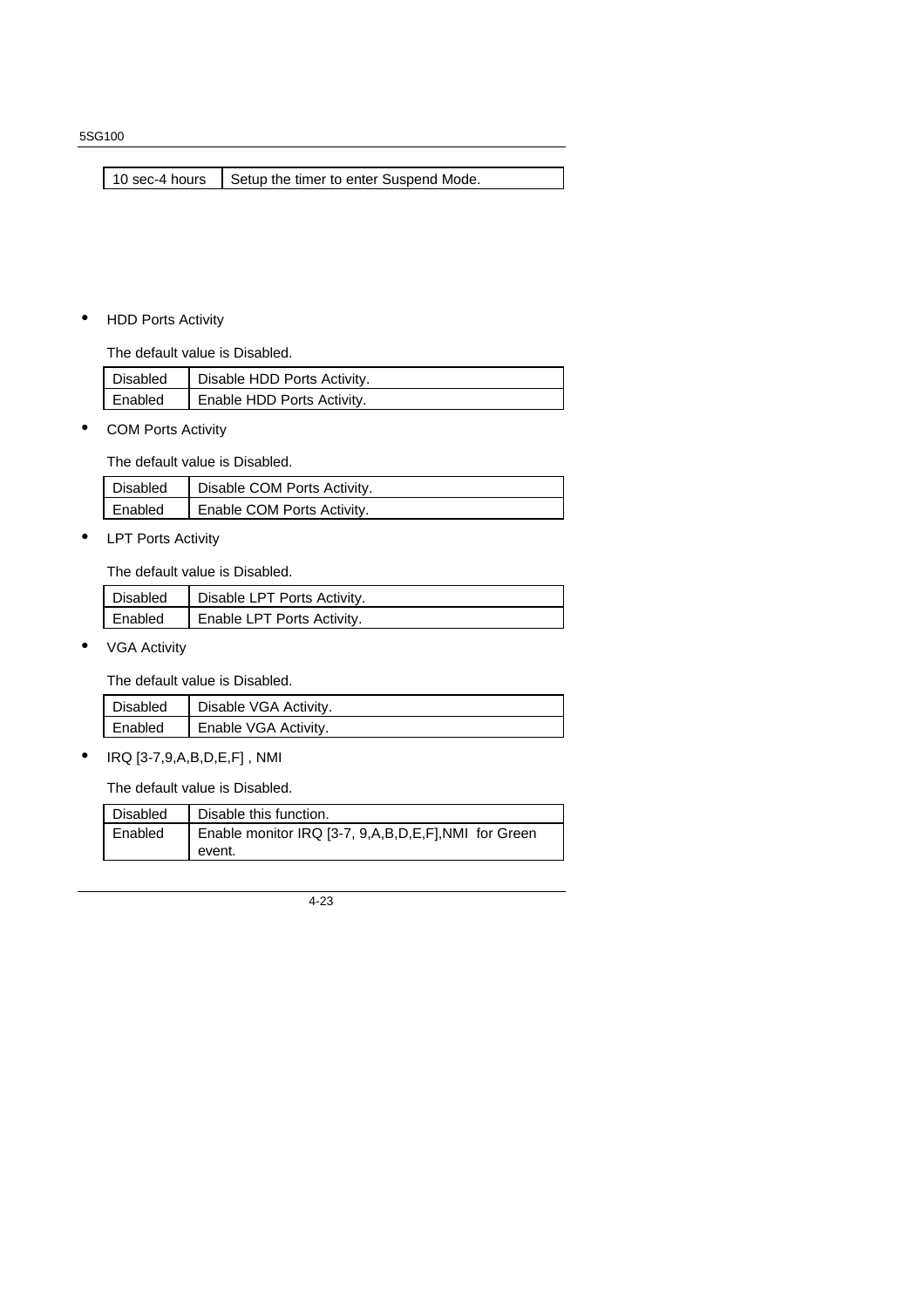| 10 sec-4 hours | Setup the timer to enter Suspend Mode. |
|---|---|

- HDD Ports Activity

  The default value is Disabled.

| Disabled | Disable HDD Ports Activity. |
|---|---|
| Enabled | Enable HDD Ports Activity. |

- COM Ports Activity

  The default value is Disabled.

| Disabled | Disable COM Ports Activity. |
|---|---|
| Enabled | Enable COM Ports Activity. |

- LPT Ports Activity

  The default value is Disabled.

| Disabled | Disable LPT Ports Activity. |
|---|---|
| Enabled | Enable LPT Ports Activity. |

- VGA Activity

  The default value is Disabled.

| Disabled | Disable VGA Activity. |
|---|---|
| Enabled | Enable VGA Activity. |

- IRQ [3-7,9,A,B,D,E,F] , NMI

  The default value is Disabled.

| Disabled | Disable this function. |
|---|---|
| Enabled | Enable monitor IRQ [3-7, 9,A,B,D,E,F],NMI for Green event. |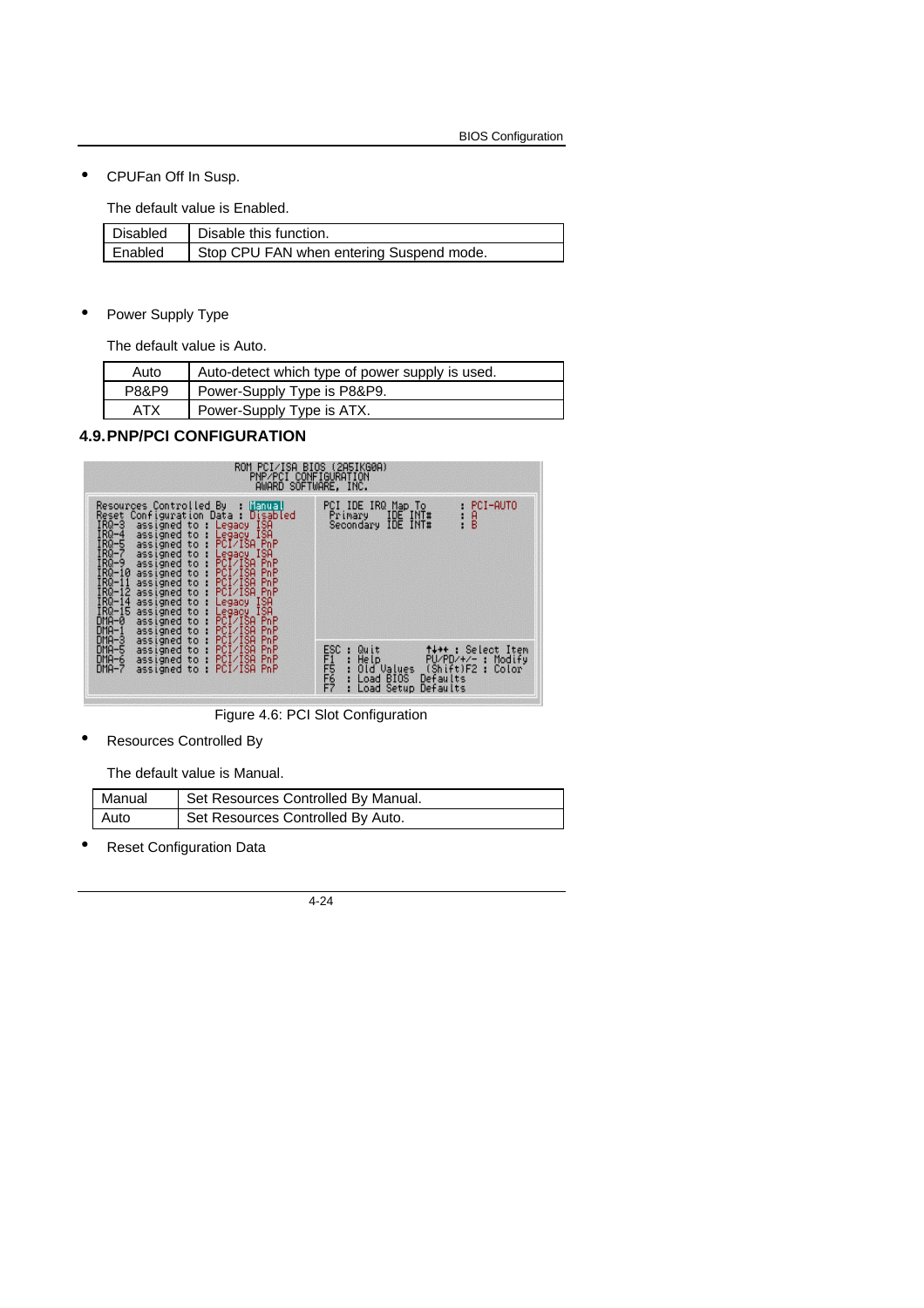- CPUFan Off In Susp.

The default value is Enabled.

| Disabled | Disable this function. |
|---|---|
| Enabled | Stop CPU FAN when entering Suspend mode. |

- Power Supply Type

The default value is Auto.

| Auto | Auto-detect which type of power supply is used. |
|---|---|
| P8&P9 | Power-Supply Type is P8&P9. |
| ATX | Power-Supply Type is ATX. |

## 4.9. PNP/PCI CONFIGURATION

```
              ROM PCI/ISA BIOS (2A5IKG0A)
                PNP/PCI CONFIGURATION
                 AWARD SOFTWARE, INC.

Resources Controlled By  : Manual      PCI IDE IRQ Map To       : PCI-AUTO
Reset Configuration Data : Disabled      Primary   IDE INT#     : A
IRQ-3  assigned to : Legacy ISA          Secondary IDE INT#     : B
IRQ-4  assigned to : Legacy ISA
IRQ-5  assigned to : PCI/ISA PnP
IRQ-7  assigned to : Legacy ISA
IRQ-9  assigned to : PCI/ISA PnP
IRQ-10 assigned to : PCI/ISA PnP
IRQ-11 assigned to : PCI/ISA PnP
IRQ-12 assigned to : PCI/ISA PnP
IRQ-14 assigned to : Legacy ISA
IRQ-15 assigned to : Legacy ISA
DMA-0  assigned to : PCI/ISA PnP
DMA-1  assigned to : PCI/ISA PnP
DMA-3  assigned to : PCI/ISA PnP       ESC : Quit        ↑↓→← : Select Item
DMA-5  assigned to : PCI/ISA PnP       F1  : Help        PU/PD/+/- : Modify
DMA-6  assigned to : PCI/ISA PnP       F5  : Old Values  (Shift)F2 : Color
DMA-7  assigned to : PCI/ISA PnP       F6  : Load BIOS  Defaults
                                       F7  : Load Setup Defaults
```

Figure 4.6: PCI Slot Configuration

- Resources Controlled By

The default value is Manual.

| Manual | Set Resources Controlled By Manual. |
|---|---|
| Auto | Set Resources Controlled By Auto. |

- Reset Configuration Data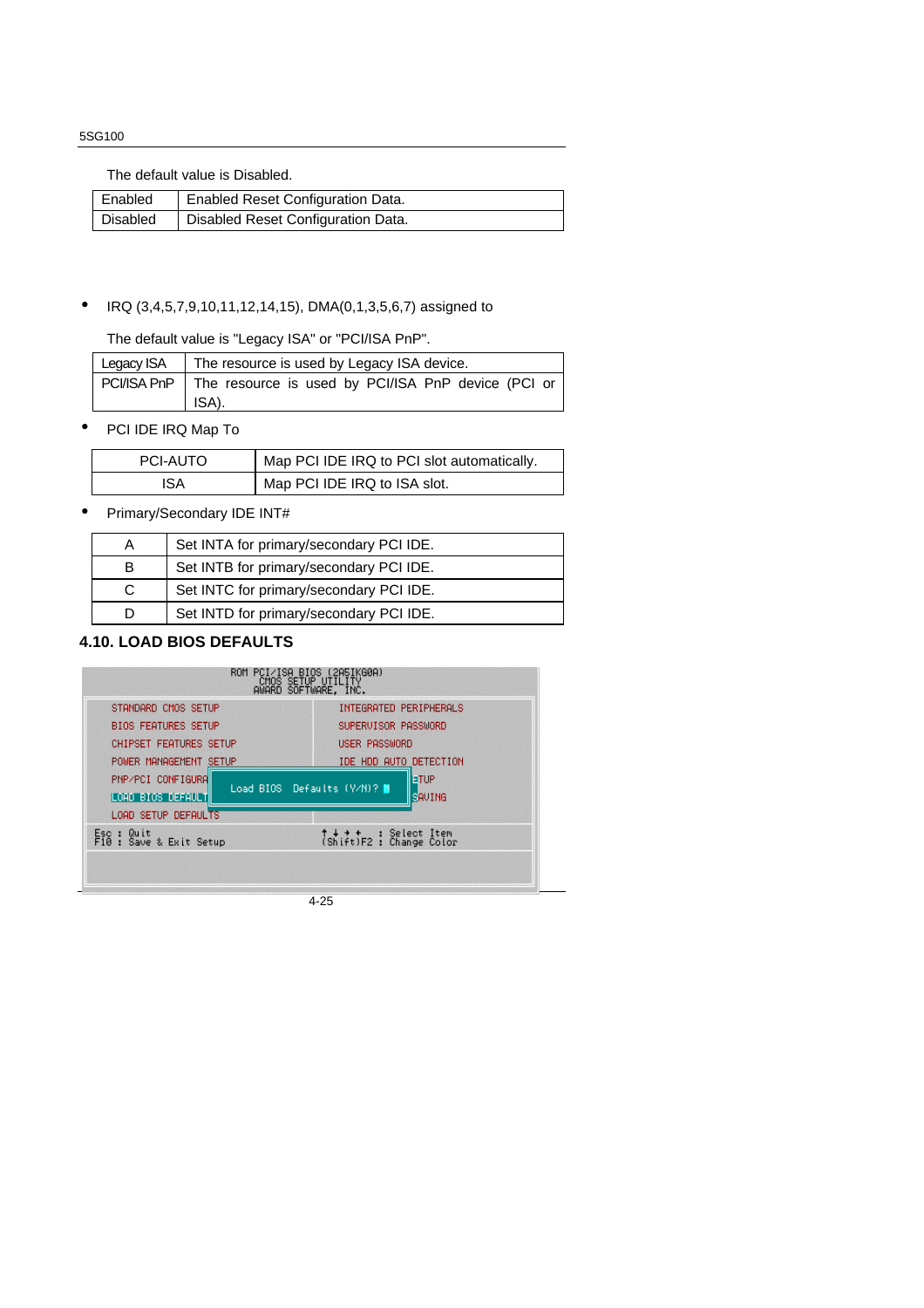The default value is Disabled.

| Enabled | Enabled Reset Configuration Data. |
|---|---|
| Disabled | Disabled Reset Configuration Data. |

- IRQ (3,4,5,7,9,10,11,12,14,15), DMA(0,1,3,5,6,7) assigned to

The default value is "Legacy ISA" or "PCI/ISA PnP".

| Legacy ISA | The resource is used by Legacy ISA device. |
|---|---|
| PCI/ISA PnP | The resource is used by PCI/ISA PnP device (PCI or ISA). |

- PCI IDE IRQ Map To

| PCI-AUTO | Map PCI IDE IRQ to PCI slot automatically. |
|---|---|
| ISA | Map PCI IDE IRQ to ISA slot. |

- Primary/Secondary IDE INT#

| A | Set INTA for primary/secondary PCI IDE. |
|---|---|
| B | Set INTB for primary/secondary PCI IDE. |
| C | Set INTC for primary/secondary PCI IDE. |
| D | Set INTD for primary/secondary PCI IDE. |

## 4.10. LOAD BIOS DEFAULTS

```
ROM PCI/ISA BIOS (2A5IKG0A)
CMOS SETUP UTILITY
AWARD SOFTWARE, INC.

STANDARD CMOS SETUP          INTEGRATED PERIPHERALS
BIOS FEATURES SETUP          SUPERVISOR PASSWORD
CHIPSET FEATURES SETUP       USER PASSWORD
POWER MANAGEMENT SETUP       IDE HDD AUTO DETECTION
PNP/PCI CONFIGURA            ETUP
LOAD BIOS DEFAULT   Load BIOS Defaults (Y/N)?   SAVING
LOAD SETUP DEFAULTS

Esc : Quit                   ↑ ↓ → ←   : Select Item
F10 : Save & Exit Setup      (Shift)F2 : Change Color
```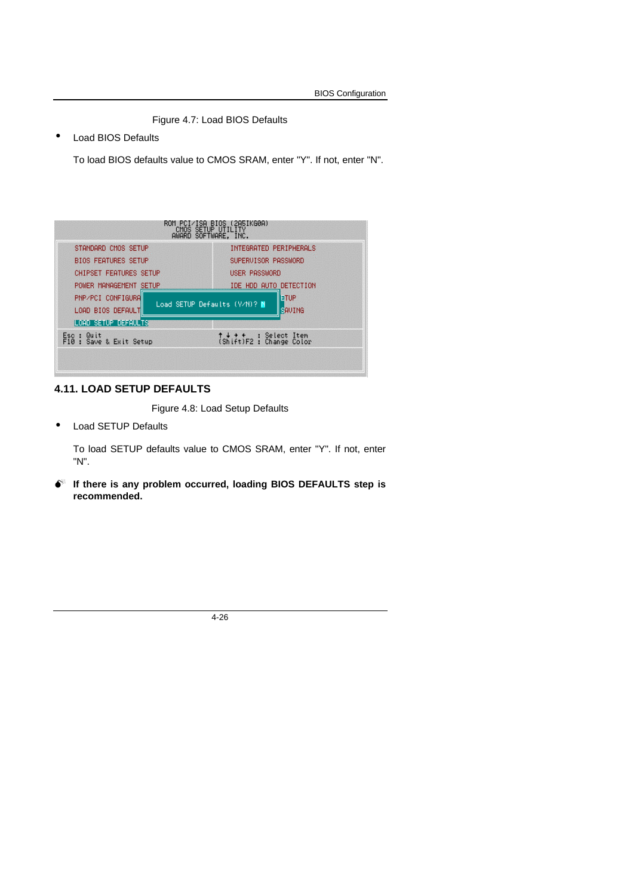Figure 4.7: Load BIOS Defaults

- Load BIOS Defaults

To load BIOS defaults value to CMOS SRAM, enter "Y". If not, enter "N".

```
ROM PCI/ISA BIOS (2A5IKG0A)
CMOS SETUP UTILITY
AWARD SOFTWARE, INC.

STANDARD CMOS SETUP          INTEGRATED PERIPHERALS
BIOS FEATURES SETUP          SUPERVISOR PASSWORD
CHIPSET FEATURES SETUP       USER PASSWORD
POWER MANAGEMENT SETUP       IDE HDD AUTO DETECTION
PNP/PCI CONFIGURA  Load SETUP Defaults (Y/N)? N  ETUP
LOAD BIOS DEFAULT                                 SAVING
LOAD SETUP DEFAULTS

Esc : Quit                   ↑ ↓ → ←   : Select Item
F10 : Save & Exit Setup      (Shift)F2 : Change Color
```

## 4.11. LOAD SETUP DEFAULTS

Figure 4.8: Load Setup Defaults

- Load SETUP Defaults

To load SETUP defaults value to CMOS SRAM, enter "Y". If not, enter "N".

**If there is any problem occurred, loading BIOS DEFAULTS step is recommended.**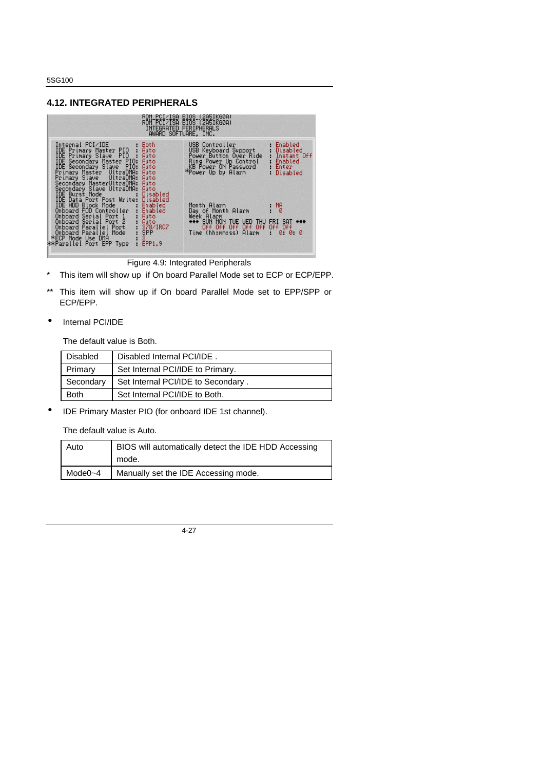## 4.12. INTEGRATED PERIPHERALS

```
                    ROM PCI/ISA BIOS (2A5IKG0A)
                      INTEGRATED PERIPHERALS
                       AWARD SOFTWARE, INC.

 Internal PCI/IDE            : Both          USB Controller           : Enabled
 IDE Primary Master PIO      : Auto          USB Keyboard Support     : Disabled
 IDE Primary Slave  PIO      : Auto          Power Button Over Ride   : Instant Off
 IDE Secondary Master PIO    : Auto          Ring Power Up Control    : Enabled
 IDE Secondary Slave  PIO    : Auto          KB Power ON Password     : Enter
 Primary Master  UltraDMA    : Auto         *Power Up by Alarm        : Disabled
 Primary Slave   UltraDMA    : Auto
 Secondary MasterUltraDMA    : Auto
 Secondary Slave UltraDMA    : Auto
 IDE Burst Mode              : Disabled
 IDE Data Port Post Write    : Disabled
 IDE HDD Block Mode          : Enabled       Month Alarm              : NA
 Onboard FDD Controller      : Enabled       Day of Month Alarm       : 0
 Onboard Serial Port 1       : Auto          Week Alarm
 Onboard Serial Port 2       : Auto          *** SUN MON TUE WED THU FRI SAT ***
 Onboard Parallel Port       : 378/IRQ7          Off Off Off Off Off Off Off
 Onboard Parallel Mode       : SPP           Time (hh:mm:ss) Alarm    : 0: 0: 0
*ECP Mode Use DMA            : 3
**Parallel Port EPP Type     : EPP1.9
```

Figure 4.9: Integrated Peripherals

\* This item will show up if On board Parallel Mode set to ECP or ECP/EPP.

\*\* This item will show up if On board Parallel Mode set to EPP/SPP or ECP/EPP.

- Internal PCI/IDE

  The default value is Both.

| Disabled | Disabled Internal PCI/IDE . |
|---|---|
| Primary | Set Internal PCI/IDE to Primary. |
| Secondary | Set Internal PCI/IDE to Secondary . |
| Both | Set Internal PCI/IDE to Both. |

- IDE Primary Master PIO (for onboard IDE 1st channel).

  The default value is Auto.

| Auto | BIOS will automatically detect the IDE HDD Accessing mode. |
|---|---|
| Mode0~4 | Manually set the IDE Accessing mode. |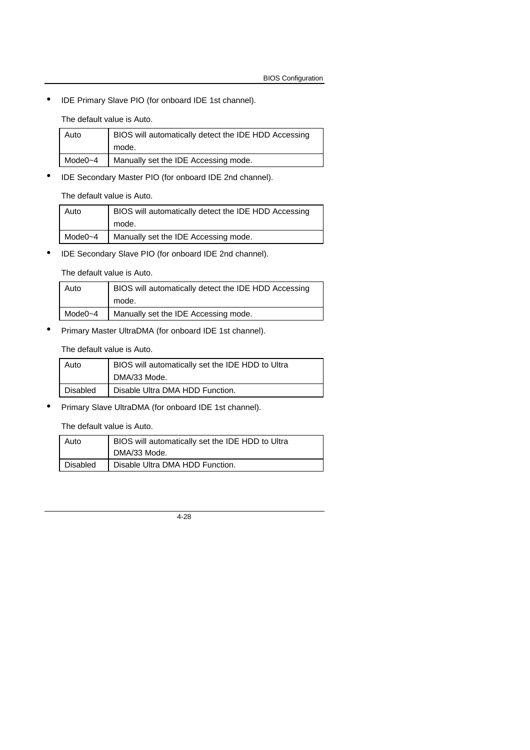- IDE Primary Slave PIO (for onboard IDE 1st channel).

  The default value is Auto.

| Auto | BIOS will automatically detect the IDE HDD Accessing mode. |
|---|---|
| Mode0~4 | Manually set the IDE Accessing mode. |

- IDE Secondary Master PIO (for onboard IDE 2nd channel).

  The default value is Auto.

| Auto | BIOS will automatically detect the IDE HDD Accessing mode. |
|---|---|
| Mode0~4 | Manually set the IDE Accessing mode. |

- IDE Secondary Slave PIO (for onboard IDE 2nd channel).

  The default value is Auto.

| Auto | BIOS will automatically detect the IDE HDD Accessing mode. |
|---|---|
| Mode0~4 | Manually set the IDE Accessing mode. |

- Primary Master UltraDMA (for onboard IDE 1st channel).

  The default value is Auto.

| Auto | BIOS will automatically set the IDE HDD to Ultra DMA/33 Mode. |
|---|---|
| Disabled | Disable Ultra DMA HDD Function. |

- Primary Slave UltraDMA (for onboard IDE 1st channel).

  The default value is Auto.

| Auto | BIOS will automatically set the IDE HDD to Ultra DMA/33 Mode. |
|---|---|
| Disabled | Disable Ultra DMA HDD Function. |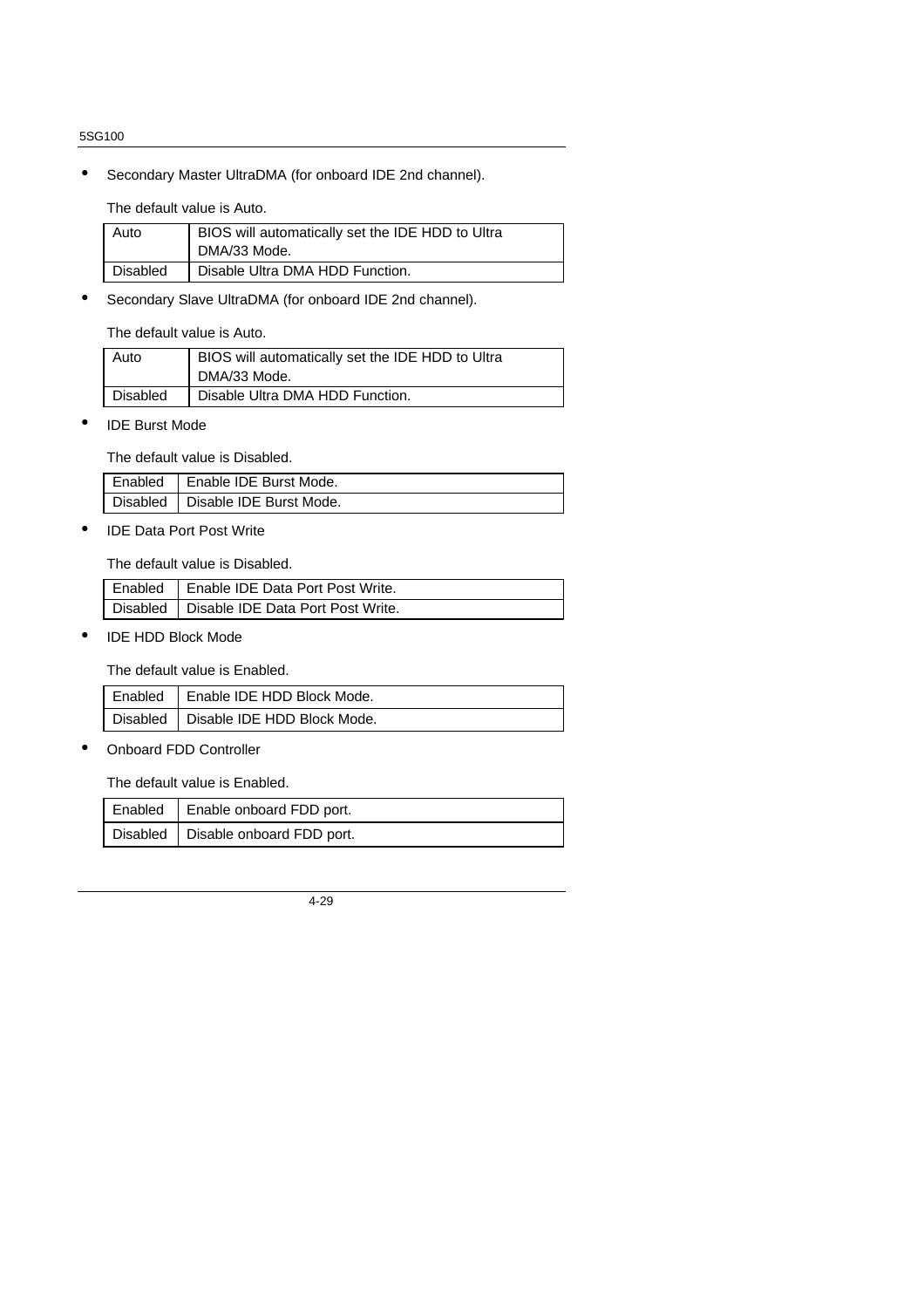- Secondary Master UltraDMA (for onboard IDE 2nd channel).

  The default value is Auto.

| Auto | BIOS will automatically set the IDE HDD to Ultra DMA/33 Mode. |
|---|---|
| Disabled | Disable Ultra DMA HDD Function. |

- Secondary Slave UltraDMA (for onboard IDE 2nd channel).

  The default value is Auto.

| Auto | BIOS will automatically set the IDE HDD to Ultra DMA/33 Mode. |
|---|---|
| Disabled | Disable Ultra DMA HDD Function. |

- IDE Burst Mode

  The default value is Disabled.

| Enabled | Enable IDE Burst Mode. |
|---|---|
| Disabled | Disable IDE Burst Mode. |

- IDE Data Port Post Write

  The default value is Disabled.

| Enabled | Enable IDE Data Port Post Write. |
|---|---|
| Disabled | Disable IDE Data Port Post Write. |

- IDE HDD Block Mode

  The default value is Enabled.

| Enabled | Enable IDE HDD Block Mode. |
|---|---|
| Disabled | Disable IDE HDD Block Mode. |

- Onboard FDD Controller

  The default value is Enabled.

| Enabled | Enable onboard FDD port. |
|---|---|
| Disabled | Disable onboard FDD port. |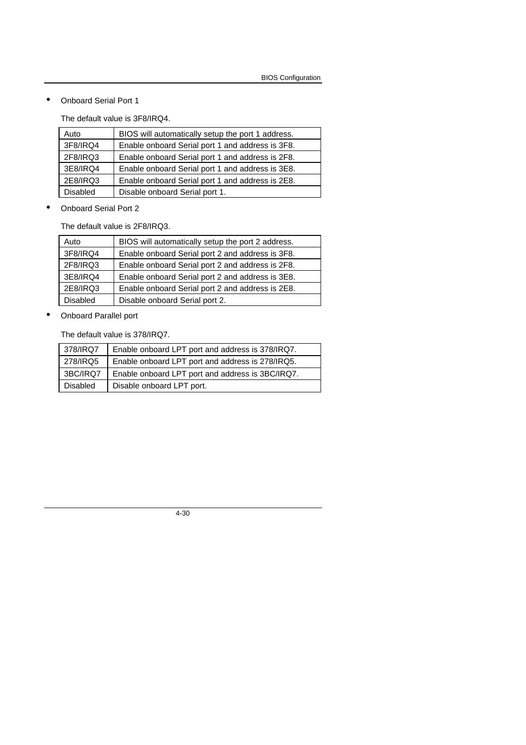- Onboard Serial Port 1

  The default value is 3F8/IRQ4.

| Auto | BIOS will automatically setup the port 1 address. |
|---|---|
| 3F8/IRQ4 | Enable onboard Serial port 1 and address is 3F8. |
| 2F8/IRQ3 | Enable onboard Serial port 1 and address is 2F8. |
| 3E8/IRQ4 | Enable onboard Serial port 1 and address is 3E8. |
| 2E8/IRQ3 | Enable onboard Serial port 1 and address is 2E8. |
| Disabled | Disable onboard Serial port 1. |

- Onboard Serial Port 2

  The default value is 2F8/IRQ3.

| Auto | BIOS will automatically setup the port 2 address. |
|---|---|
| 3F8/IRQ4 | Enable onboard Serial port 2 and address is 3F8. |
| 2F8/IRQ3 | Enable onboard Serial port 2 and address is 2F8. |
| 3E8/IRQ4 | Enable onboard Serial port 2 and address is 3E8. |
| 2E8/IRQ3 | Enable onboard Serial port 2 and address is 2E8. |
| Disabled | Disable onboard Serial port 2. |

- Onboard Parallel port

  The default value is 378/IRQ7.

| 378/IRQ7 | Enable onboard LPT port and address is 378/IRQ7. |
|---|---|
| 278/IRQ5 | Enable onboard LPT port and address is 278/IRQ5. |
| 3BC/IRQ7 | Enable onboard LPT port and address is 3BC/IRQ7. |
| Disabled | Disable onboard LPT port. |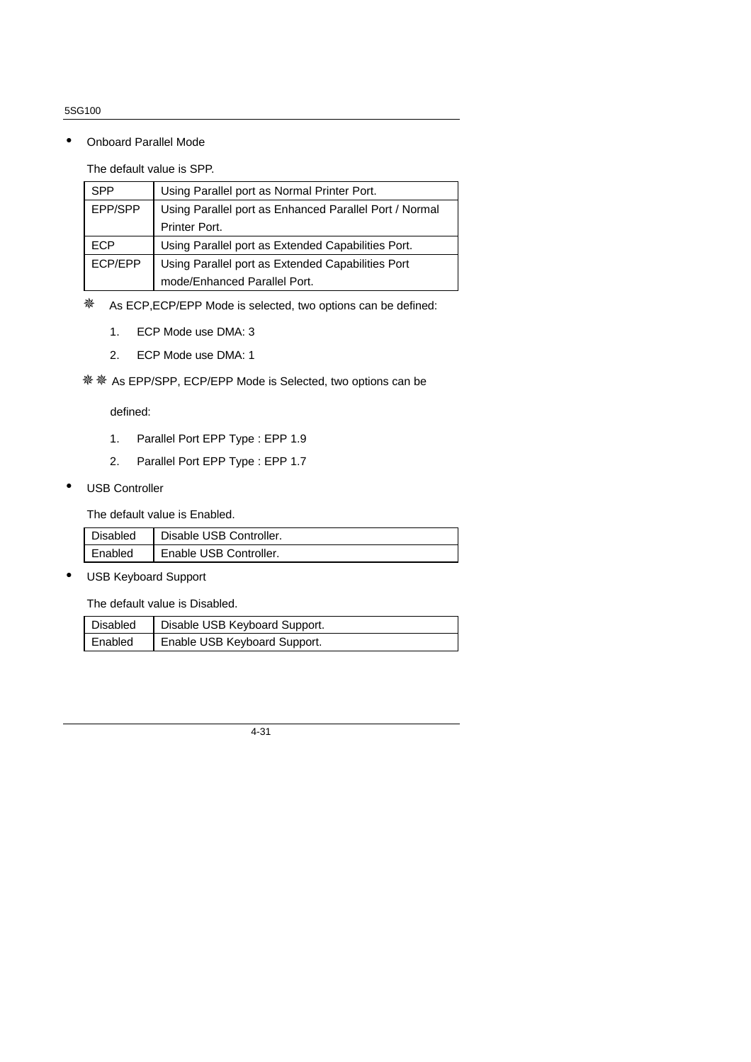- Onboard Parallel Mode

  The default value is SPP.

| SPP | Using Parallel port as Normal Printer Port. |
|---|---|
| EPP/SPP | Using Parallel port as Enhanced Parallel Port / Normal Printer Port. |
| ECP | Using Parallel port as Extended Capabilities Port. |
| ECP/EPP | Using Parallel port as Extended Capabilities Port mode/Enhanced Parallel Port. |

❋ As ECP,ECP/EPP Mode is selected, two options can be defined:

1. ECP Mode use DMA: 3
2. ECP Mode use DMA: 1

❋❋ As EPP/SPP, ECP/EPP Mode is Selected, two options can be defined:

1. Parallel Port EPP Type : EPP 1.9
2. Parallel Port EPP Type : EPP 1.7

- USB Controller

  The default value is Enabled.

| Disabled | Disable USB Controller. |
|---|---|
| Enabled | Enable USB Controller. |

- USB Keyboard Support

  The default value is Disabled.

| Disabled | Disable USB Keyboard Support. |
|---|---|
| Enabled | Enable USB Keyboard Support. |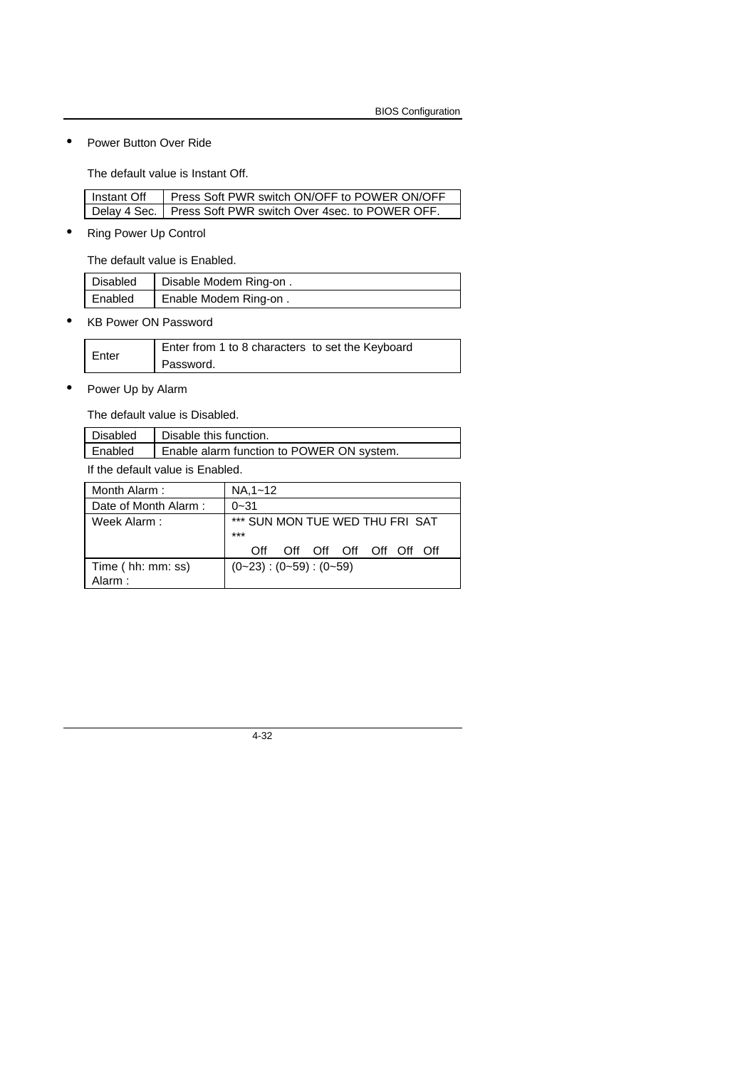- Power Button Over Ride

  The default value is Instant Off.

| Instant Off | Press Soft PWR switch ON/OFF to POWER ON/OFF |
|---|---|
| Delay 4 Sec. | Press Soft PWR switch Over 4sec. to POWER OFF. |

- Ring Power Up Control

  The default value is Enabled.

| Disabled | Disable Modem Ring-on . |
|---|---|
| Enabled | Enable Modem Ring-on . |

- KB Power ON Password

| Enter | Enter from 1 to 8 characters to set the Keyboard Password. |
|---|---|

- Power Up by Alarm

  The default value is Disabled.

| Disabled | Disable this function. |
|---|---|
| Enabled | Enable alarm function to POWER ON system. |

If the default value is Enabled.

| Month Alarm : | NA,1~12 |
|---|---|
| Date of Month Alarm : | 0~31 |
| Week Alarm : | *** SUN MON TUE WED THU FRI SAT *** Off Off Off Off Off Off Off |
| Time ( hh: mm: ss) Alarm : | (0~23) : (0~59) : (0~59) |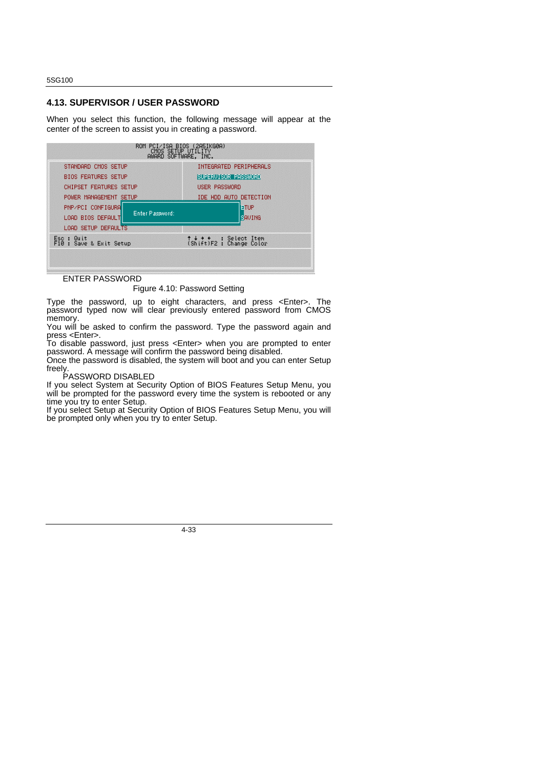## 4.13. SUPERVISOR / USER PASSWORD

When you select this function, the following message will appear at the center of the screen to assist you in creating a password.

```
ROM PCI/ISA BIOS (2A5IKG0A)
CMOS SETUP UTILITY
AWARD SOFTWARE, INC.

STANDARD CMOS SETUP          INTEGRATED PERIPHERALS
BIOS FEATURES SETUP          SUPERVISOR PASSWORD
CHIPSET FEATURES SETUP       USER PASSWORD
POWER MANAGEMENT SETUP       IDE HDD AUTO DETECTION
PNP/PCI CONFIGURA   Enter Password:   ETUP
LOAD BIOS DEFAULT                     SAVING
LOAD SETUP DEFAULTS

Esc : Quit                   ↑ ↓ → ←   : Select Item
F10 : Save & Exit Setup      (Shift)F2 : Change Color
```

ENTER PASSWORD

Figure 4.10: Password Setting

Type the password, up to eight characters, and press <Enter>. The password typed now will clear previously entered password from CMOS memory.

You will be asked to confirm the password. Type the password again and press <Enter>.

To disable password, just press <Enter> when you are prompted to enter password. A message will confirm the password being disabled.

Once the password is disabled, the system will boot and you can enter Setup freely.

PASSWORD DISABLED

If you select System at Security Option of BIOS Features Setup Menu, you will be prompted for the password every time the system is rebooted or any time you try to enter Setup.

If you select Setup at Security Option of BIOS Features Setup Menu, you will be prompted only when you try to enter Setup.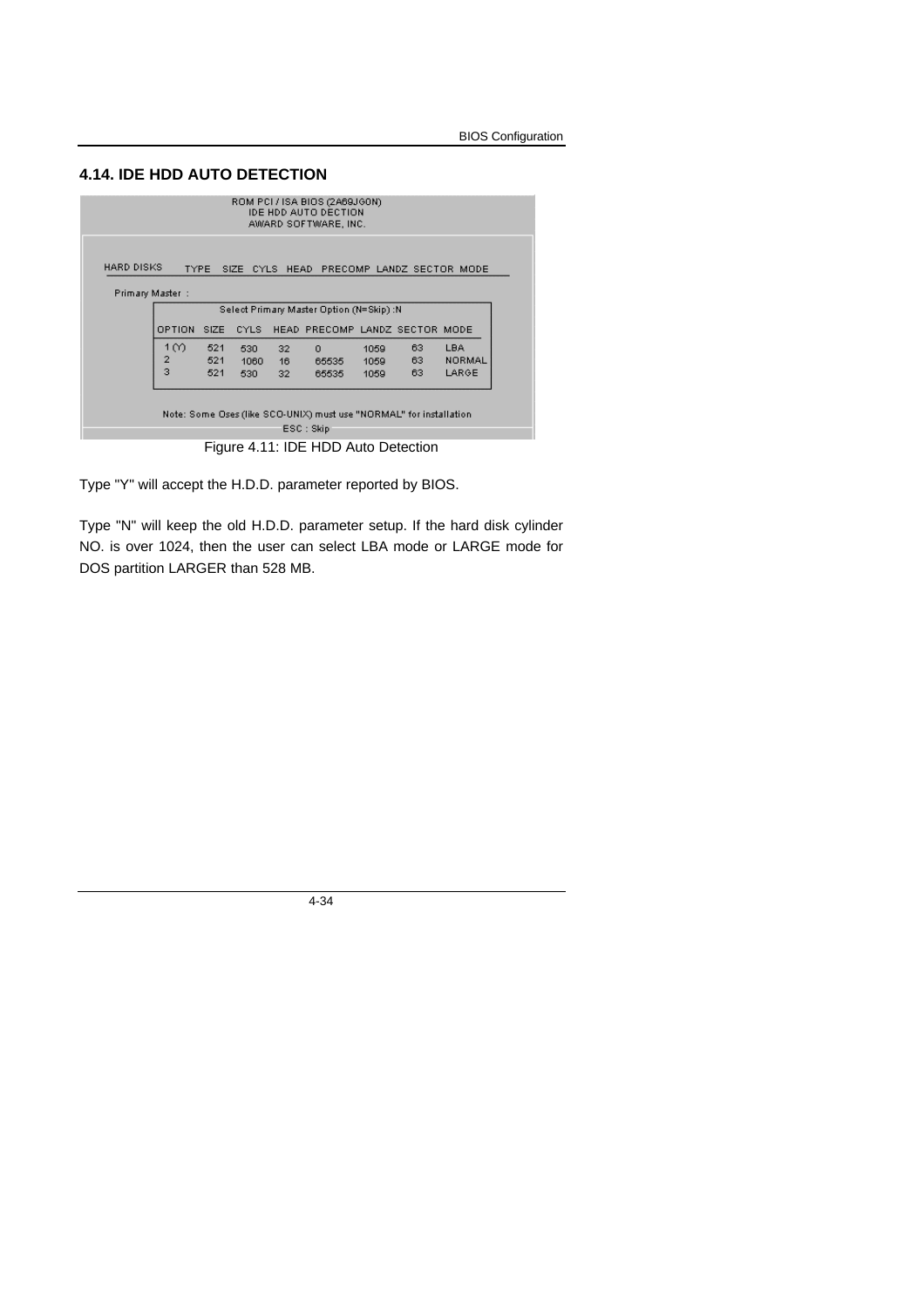## 4.14. IDE HDD AUTO DETECTION

```
                    ROM PCI / ISA BIOS (2A69JG0N)
                       IDE HDD AUTO DECTION
                       AWARD SOFTWARE, INC.

HARD DISKS     TYPE   SIZE  CYLS  HEAD  PRECOMP  LANDZ  SECTOR  MODE

 Primary Master  :
          Select Primary Master Option (N=Skip) :N

          OPTION  SIZE   CYLS   HEAD  PRECOMP  LANDZ  SECTOR  MODE
           1 (Y)   521    530    32      0      1059    63    LBA
           2       521   1060    16    65535    1059    63    NORMAL
           3       521    530    32    65535    1059    63    LARGE

   Note: Some Oses (like SCO-UNIX) must use "NORMAL" for installation
                              ESC : Skip
```

Figure 4.11: IDE HDD Auto Detection

Type "Y" will accept the H.D.D. parameter reported by BIOS.

Type "N" will keep the old H.D.D. parameter setup. If the hard disk cylinder NO. is over 1024, then the user can select LBA mode or LARGE mode for DOS partition LARGER than 528 MB.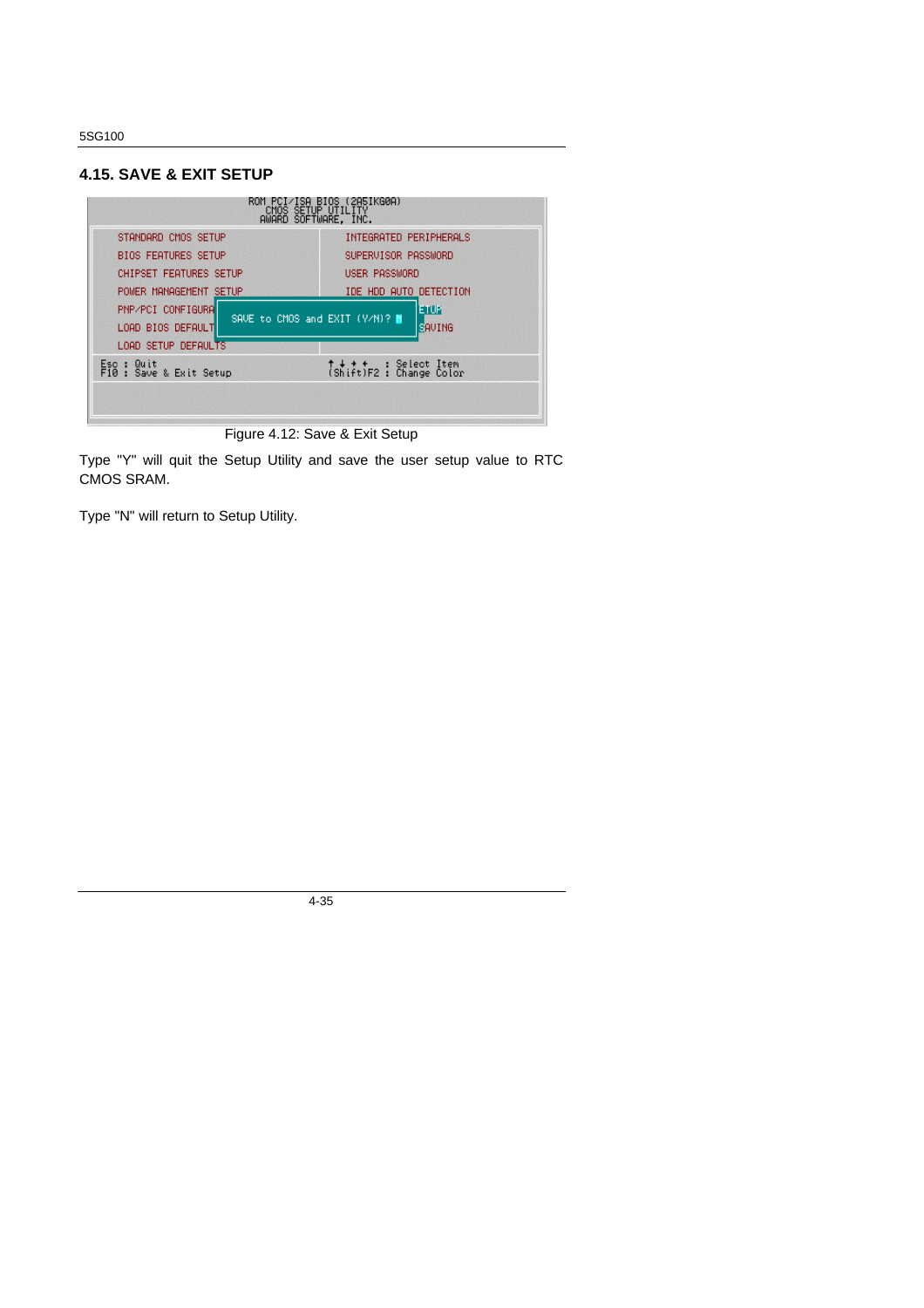## 4.15. SAVE & EXIT SETUP

```
ROM PCI/ISA BIOS (2A5IKG0A)
CMOS SETUP UTILITY
AWARD SOFTWARE, INC.

STANDARD CMOS SETUP          INTEGRATED PERIPHERALS
BIOS FEATURES SETUP          SUPERVISOR PASSWORD
CHIPSET FEATURES SETUP       USER PASSWORD
POWER MANAGEMENT SETUP       IDE HDD AUTO DETECTION
PNP/PCI CONFIGURA                                ETUP
LOAD BIOS DEFAULT   SAVE to CMOS and EXIT (Y/N)? N   SAVING
LOAD SETUP DEFAULTS

Esc : Quit                   ↑ ↓ → ←   : Select Item
F10 : Save & Exit Setup      (Shift)F2 : Change Color
```

Figure 4.12: Save & Exit Setup

Type "Y" will quit the Setup Utility and save the user setup value to RTC CMOS SRAM.

Type "N" will return to Setup Utility.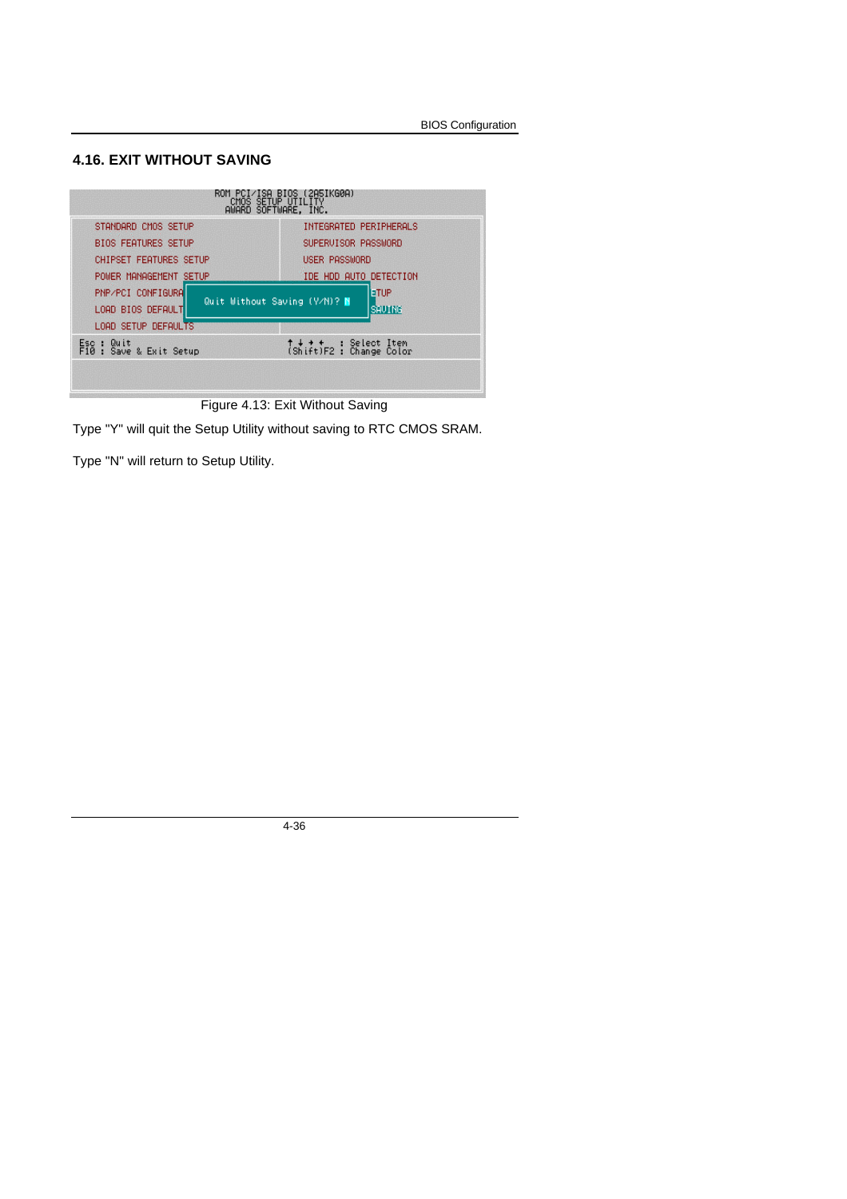## 4.16. EXIT WITHOUT SAVING

```
ROM PCI/ISA BIOS (2A5IKG0A)
CMOS SETUP UTILITY
AWARD SOFTWARE, INC.

STANDARD CMOS SETUP              INTEGRATED PERIPHERALS
BIOS FEATURES SETUP              SUPERVISOR PASSWORD
CHIPSET FEATURES SETUP           USER PASSWORD
POWER MANAGEMENT SETUP           IDE HDD AUTO DETECTION
PNP/PCI CONFIGURA  Quit Without Saving (Y/N)? N  ETUP
LOAD BIOS DEFAULT                                SAVING
LOAD SETUP DEFAULTS

Esc : Quit                       ↑ ↓ → ←   : Select Item
F10 : Save & Exit Setup          (Shift)F2 : Change Color
```

Figure 4.13: Exit Without Saving

Type "Y" will quit the Setup Utility without saving to RTC CMOS SRAM.

Type "N" will return to Setup Utility.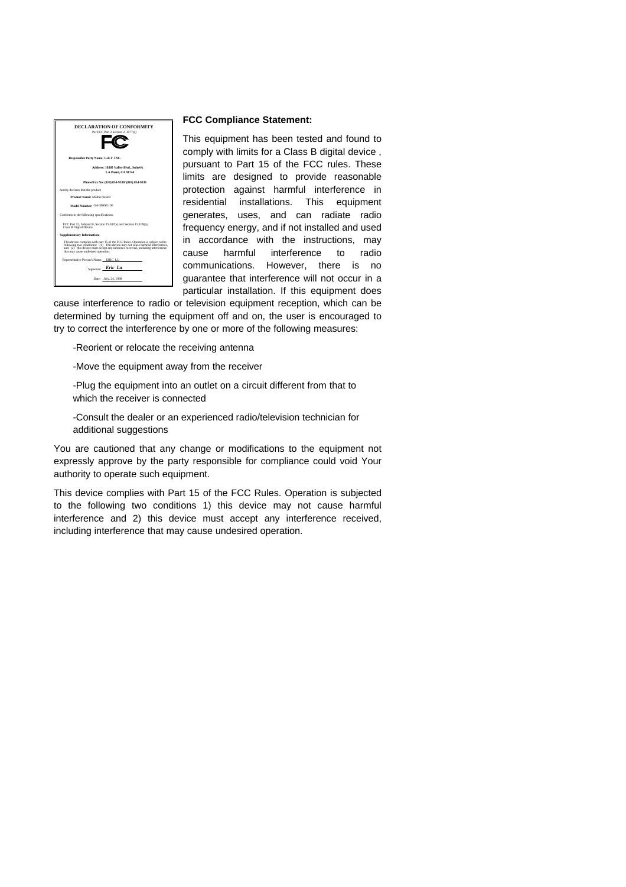**DECLARATION OF CONFORMITY**

Per FCC Part 2 Section 2. 1077(a)

**Responsible Party Name: G.B.T. INC.**

**Address: 18305 Valley Blvd., Suite#A**
**LA Puent, CA 91744**

**Phone/Fax No: (818) 854-9338/ (818) 854-9339**

hereby declares that the product

**Product Name:** Mother Board

**Model Number:** GA-586SG100

Conforms to the following specifications:

FCC Part 15, Subpart B, Section 15.107(a) and Section 15.109(a), Class B Digital Device

**Supplementary Information:**

This device complies with part 15 of the FCC Rules. Operation is subject to the following two conditions: (1) This device may not cause harmful interference, and (2) this device must accept any inference received, including interference that may cause undesired operation.

Representative Person's Name: ERIC LU

Signature: *Eric Lu*

Date: July 24, 1998

**FCC Compliance Statement:**

This equipment has been tested and found to comply with limits for a Class B digital device , pursuant to Part 15 of the FCC rules. These limits are designed to provide reasonable protection against harmful interference in residential installations. This equipment generates, uses, and can radiate radio frequency energy, and if not installed and used in accordance with the instructions, may cause harmful interference to radio communications. However, there is no guarantee that interference will not occur in a particular installation. If this equipment does cause interference to radio or television equipment reception, which can be determined by turning the equipment off and on, the user is encouraged to try to correct the interference by one or more of the following measures:

-Reorient or relocate the receiving antenna

-Move the equipment away from the receiver

-Plug the equipment into an outlet on a circuit different from that to which the receiver is connected

-Consult the dealer or an experienced radio/television technician for additional suggestions

You are cautioned that any change or modifications to the equipment not expressly approve by the party responsible for compliance could void Your authority to operate such equipment.

This device complies with Part 15 of the FCC Rules. Operation is subjected to the following two conditions 1) this device may not cause harmful interference and 2) this device must accept any interference received, including interference that may cause undesired operation.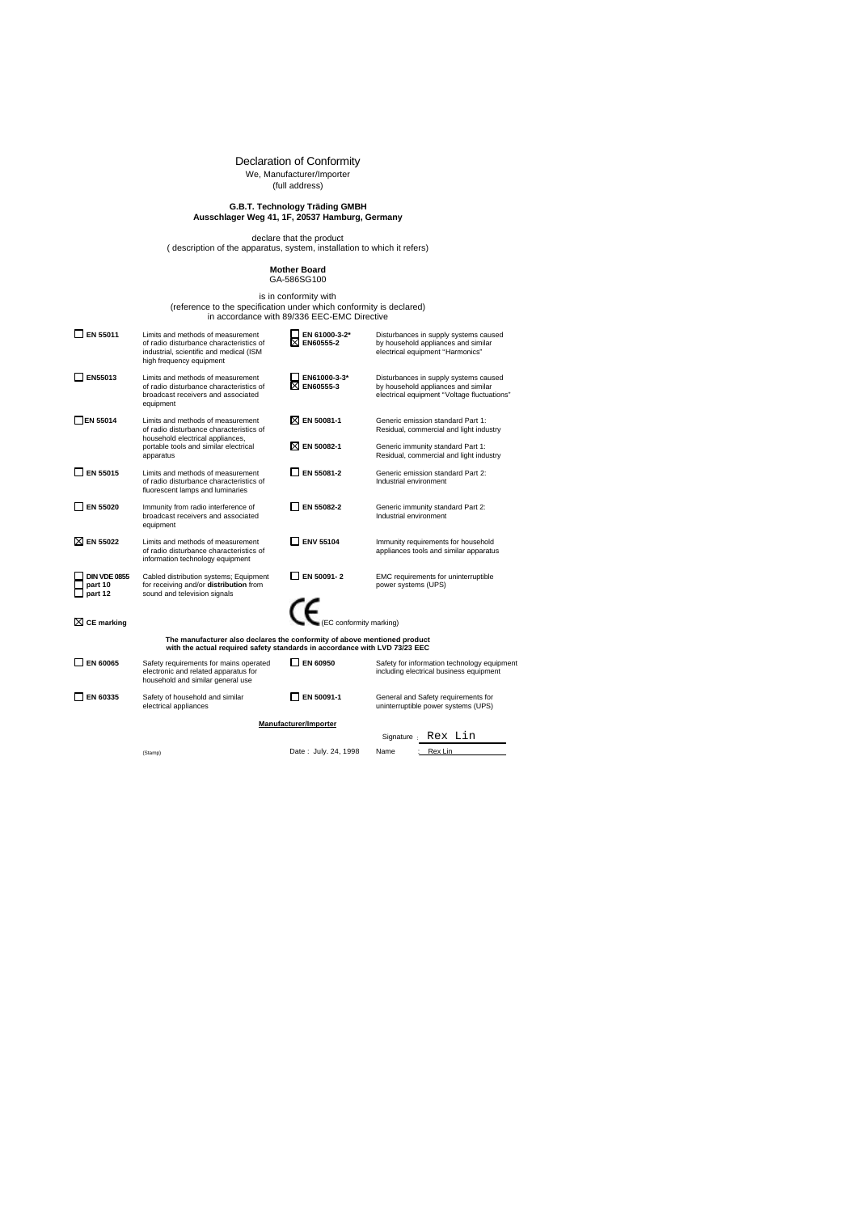# Declaration of Conformity

We, Manufacturer/Importer
(full address)

**G.B.T. Technology Träding GMBH**
**Ausschlager Weg 41, 1F, 20537 Hamburg, Germany**

declare that the product
( description of the apparatus, system, installation to which it refers)

**Mother Board**
GA-586SG100

is in conformity with
(reference to the specification under which conformity is declared)
in accordance with 89/336 EEC-EMC Directive

| | | | |
|---|---|---|---|
| ☐ **EN 55011** | Limits and methods of measurement of radio disturbance characteristics of industrial, scientific and medical (ISM high frequency equipment | ☐ **EN 61000-3-2*** ☒ **EN60555-2** | Disturbances in supply systems caused by household appliances and similar electrical equipment "Harmonics" |
| ☐ **EN55013** | Limits and methods of measurement of radio disturbance characteristics of broadcast receivers and associated equipment | ☐ **EN61000-3-3*** ☒ **EN60555-3** | Disturbances in supply systems caused by household appliances and similar electrical equipment "Voltage fluctuations" |
| ☐ **EN 55014** | Limits and methods of measurement of radio disturbance characteristics of household electrical appliances, portable tools and similar electrical apparatus | ☒ **EN 50081-1** ☒ **EN 50082-1** | Generic emission standard Part 1: Residual, commercial and light industry / Generic immunity standard Part 1: Residual, commercial and light industry |
| ☐ **EN 55015** | Limits and methods of measurement of radio disturbance characteristics of fluorescent lamps and luminaries | ☐ **EN 55081-2** | Generic emission standard Part 2: Industrial environment |
| ☐ **EN 55020** | Immunity from radio interference of broadcast receivers and associated equipment | ☐ **EN 55082-2** | Generic immunity standard Part 2: Industrial environment |
| ☒ **EN 55022** | Limits and methods of measurement of radio disturbance characteristics of information technology equipment | ☐ **ENV 55104** | Immunity requirements for household appliances tools and similar apparatus |
| ☐ **DIN VDE 0855** ☐ **part 10** ☐ **part 12** | Cabled distribution systems; Equipment for receiving and/or **distribution** from sound and television signals | ☐ **EN 50091- 2** | EMC requirements for uninterruptible power systems (UPS) |

☒ **CE marking** — CE (EC conformity marking)

**The manufacturer also declares the conformity of above mentioned product with the actual required safety standards in accordance with LVD 73/23 EEC**

| | | | |
|---|---|---|---|
| ☐ **EN 60065** | Safety requirements for mains operated electronic and related apparatus for household and similar general use | ☐ **EN 60950** | Safety for information technology equipment including electrical business equipment |
| ☐ **EN 60335** | Safety of household and similar electrical appliances | ☐ **EN 50091-1** | General and Safety requirements for uninterruptible power systems (UPS) |

**Manufacturer/Importer**

Signature : Rex Lin

(Stamp) Date : July. 24, 1998 Name : Rex Lin